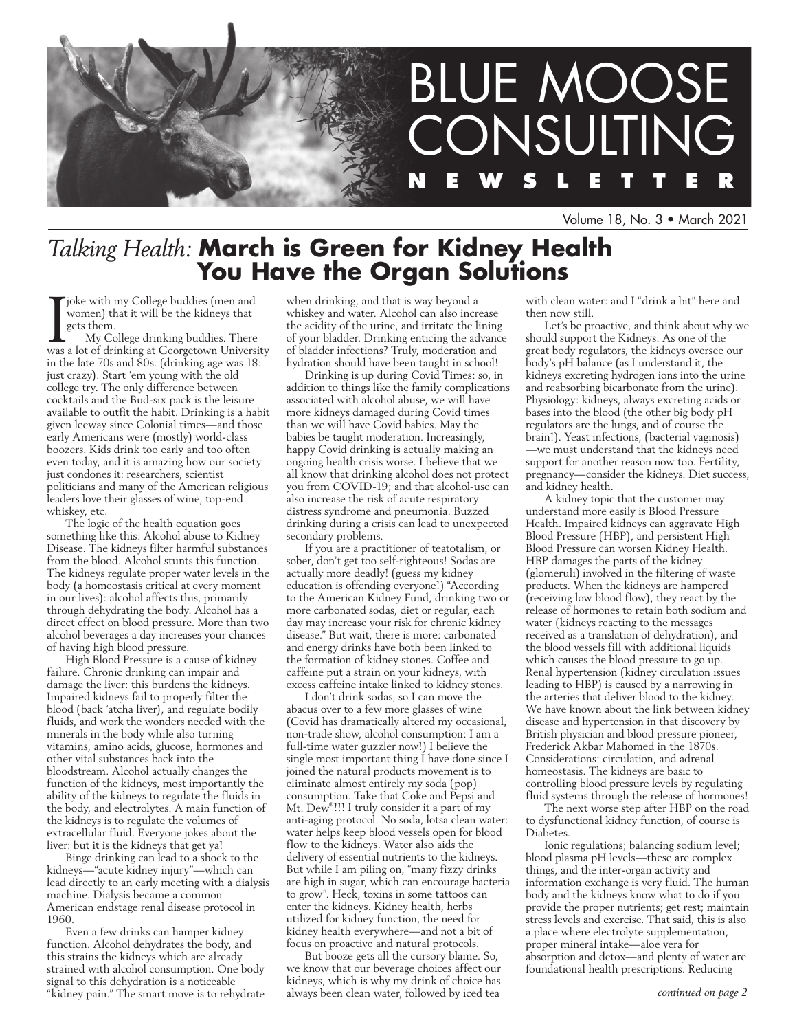# BLUE MOOSE CONSULTING NEWSLETTER

Volume 18, No. 3 • March 2021

## *Talking Health:* **March is Green for Kidney Health You Have the Organ Solutions**

I joke with my College buddies (men and women) that it will be the kidneys that gets them.

My College drinking buddies. There was a lot of drinking at Georgetown University in the late 70s and 80s. (drinking age was 18: just crazy). Start 'em young with the old college try. The only difference between cocktails and the Bud-six pack is the leisure available to outfit the habit. Drinking is a habit given leeway since Colonial times—and those early Americans were (mostly) world-class boozers. Kids drink too early and too often even today, and it is amazing how our society just condones it: researchers, scientist politicians and many of the American religious leaders love their glasses of wine, top-end whiskey, etc.

The logic of the health equation goes something like this: Alcohol abuse to Kidney Disease. The kidneys filter harmful substances from the blood. Alcohol stunts this function. The kidneys regulate proper water levels in the body (a homeostasis critical at every moment in our lives): alcohol affects this, primarily through dehydrating the body. Alcohol has a direct effect on blood pressure. More than two alcohol beverages a day increases your chances of having high blood pressure.

High Blood Pressure is a cause of kidney failure. Chronic drinking can impair and damage the liver: this burdens the kidneys. Impaired kidneys fail to properly filter the blood (back 'atcha liver), and regulate bodily fluids, and work the wonders needed with the minerals in the body while also turning vitamins, amino acids, glucose, hormones and other vital substances back into the bloodstream. Alcohol actually changes the function of the kidneys, most importantly the ability of the kidneys to regulate the fluids in the body, and electrolytes. A main function of the kidneys is to regulate the volumes of extracellular fluid. Everyone jokes about the liver: but it is the kidneys that get ya!

Binge drinking can lead to a shock to the kidneys—"acute kidney injury"—which can lead directly to an early meeting with a dialysis machine. Dialysis became a common American endstage renal disease protocol in 1960.

Even a few drinks can hamper kidney function. Alcohol dehydrates the body, and this strains the kidneys which are already strained with alcohol consumption. One body signal to this dehydration is a noticeable "kidney pain." The smart move is to rehydrate when drinking, and that is way beyond a whiskey and water. Alcohol can also increase the acidity of the urine, and irritate the lining of your bladder. Drinking enticing the advance of bladder infections? Truly, moderation and hydration should have been taught in school!

Drinking is up during Covid Times: so, in addition to things like the family complications associated with alcohol abuse, we will have more kidneys damaged during Covid times than we will have Covid babies. May the babies be taught moderation. Increasingly, happy Covid drinking is actually making an ongoing health crisis worse. I believe that we all know that drinking alcohol does not protect you from COVID-19; and that alcohol-use can also increase the risk of acute respiratory distress syndrome and pneumonia. Buzzed drinking during a crisis can lead to unexpected secondary problems.

If you are a practitioner of teatotalism, or sober, don't get too self-righteous! Sodas are actually more deadly! (guess my kidney education is offending everyone!) "According to the American Kidney Fund, drinking two or more carbonated sodas, diet or regular, each day may increase your risk for chronic kidney disease." But wait, there is more: carbonated and energy drinks have both been linked to the formation of kidney stones. Coffee and caffeine put a strain on your kidneys, with excess caffeine intake linked to kidney stones.

I don't drink sodas, so I can move the abacus over to a few more glasses of wine (Covid has dramatically altered my occasional, non-trade show, alcohol consumption: I am a full-time water guzzler now!) I believe the single most important thing I have done since I joined the natural products movement is to eliminate almost entirely my soda (pop) consumption. Take that Coke and Pepsi and Mt. Dew®!!! I truly consider it a part of my anti-aging protocol. No soda, lotsa clean water: water helps keep blood vessels open for blood flow to the kidneys. Water also aids the delivery of essential nutrients to the kidneys. But while I am piling on, "many fizzy drinks are high in sugar, which can encourage bacteria to grow". Heck, toxins in some tattoos can enter the kidneys. Kidney health, herbs utilized for kidney function, the need for kidney health everywhere—and not a bit of focus on proactive and natural protocols.

But booze gets all the cursory blame. So, we know that our beverage choices affect our kidneys, which is why my drink of choice has always been clean water, followed by iced tea with clean water: and I "drink a bit" here and then now still.

Let's be proactive, and think about why we should support the Kidneys. As one of the great body regulators, the kidneys oversee our body's pH balance (as I understand it, the kidneys excreting hydrogen ions into the urine and reabsorbing bicarbonate from the urine). Physiology: kidneys, always excreting acids or bases into the blood (the other big body pH regulators are the lungs, and of course the brain!). Yeast infections, (bacterial vaginosis)—we must understand that the kidneys need support for another reason now too. Fertility, pregnancy—consider the kidneys. Diet success, and kidney health.

A kidney topic that the customer may understand more easily is Blood Pressure Health. Impaired kidneys can aggravate High Blood Pressure (HBP), and persistent High Blood Pressure can worsen Kidney Health. HBP damages the parts of the kidney (glomeruli) involved in the filtering of waste products. When the kidneys are hampered (receiving low blood flow), they react by the release of hormones to retain both sodium and water (kidneys reacting to the messages received as a translation of dehydration), and the blood vessels fill with additional liquids which causes the blood pressure to go up. Renal hypertension (kidney circulation issues leading to HBP) is caused by a narrowing in the arteries that deliver blood to the kidney. We have known about the link between kidney disease and hypertension in that discovery by British physician and blood pressure pioneer, Frederick Akbar Mahomed in the 1870s. Considerations: circulation, and adrenal homeostasis. The kidneys are basic to controlling blood pressure levels by regulating fluid systems through the release of hormones!

The next worse step after HBP on the road to dysfunctional kidney function, of course is Diabetes.

Ionic regulations; balancing sodium level; blood plasma pH levels—these are complex things, and the inter-organ activity and information exchange is very fluid. The human body and the kidneys know what to do if you provide the proper nutrients; get rest; maintain stress levels and exercise. That said, this is also a place where electrolyte supplementation, proper mineral intake—aloe vera for absorption and detox—and plenty of water are foundational health prescriptions. Reducing

*continued on page 2*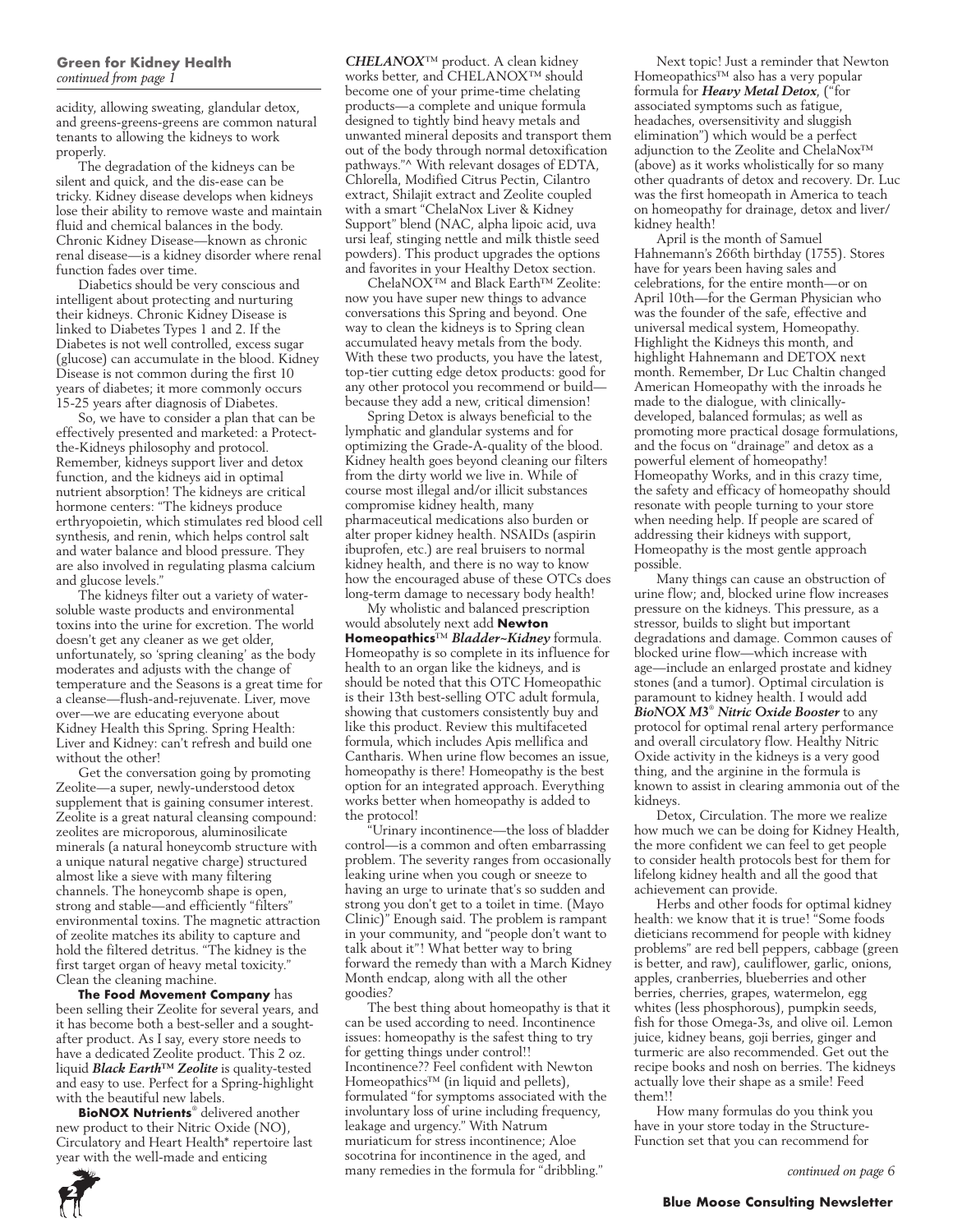**Green for Kidney Health**
*continued from page 1*

acidity, allowing sweating, glandular detox, and greens-greens-greens are common natural tenants to allowing the kidneys to work properly.

The degradation of the kidneys can be silent and quick, and the dis-ease can be tricky. Kidney disease develops when kidneys lose their ability to remove waste and maintain fluid and chemical balances in the body. Chronic Kidney Disease—known as chronic renal disease—is a kidney disorder where renal function fades over time.

Diabetics should be very conscious and intelligent about protecting and nurturing their kidneys. Chronic Kidney Disease is linked to Diabetes Types 1 and 2. If the Diabetes is not well controlled, excess sugar (glucose) can accumulate in the blood. Kidney Disease is not common during the first 10 years of diabetes; it more commonly occurs 15-25 years after diagnosis of Diabetes.

So, we have to consider a plan that can be effectively presented and marketed: a Protect-the-Kidneys philosophy and protocol. Remember, kidneys support liver and detox function, and the kidneys aid in optimal nutrient absorption! The kidneys are critical hormone centers: "The kidneys produce erthryopoietin, which stimulates red blood cell synthesis, and renin, which helps control salt and water balance and blood pressure. They are also involved in regulating plasma calcium and glucose levels."

The kidneys filter out a variety of water-soluble waste products and environmental toxins into the urine for excretion. The world doesn't get any cleaner as we get older, unfortunately, so 'spring cleaning' as the body moderates and adjusts with the change of temperature and the Seasons is a great time for a cleanse—flush-and-rejuvenate. Liver, move over—we are educating everyone about Kidney Health this Spring. Spring Health: Liver and Kidney: can't refresh and build one without the other!

Get the conversation going by promoting Zeolite—a super, newly-understood detox supplement that is gaining consumer interest. Zeolite is a great natural cleansing compound: zeolites are microporous, aluminosilicate minerals (a natural honeycomb structure with a unique natural negative charge) structured almost like a sieve with many filtering channels. The honeycomb shape is open, strong and stable—and efficiently "filters" environmental toxins. The magnetic attraction of zeolite matches its ability to capture and hold the filtered detritus. "The kidney is the first target organ of heavy metal toxicity." Clean the cleaning machine.

**The Food Movement Company** has been selling their Zeolite for several years, and it has become both a best-seller and a sought-after product. As I say, every store needs to have a dedicated Zeolite product. This 2 oz. liquid ***Black Earth™ Zeolite*** is quality-tested and easy to use. Perfect for a Spring-highlight with the beautiful new labels.

**BioNOX Nutrients**® delivered another new product to their Nitric Oxide (NO), Circulatory and Heart Health* repertoire last year with the well-made and enticing ***CHELANOX***™ product. A clean kidney works better, and CHELANOX™ should become one of your prime-time chelating products—a complete and unique formula designed to tightly bind heavy metals and unwanted mineral deposits and transport them out of the body through normal detoxification pathways."^ With relevant dosages of EDTA, Chlorella, Modified Citrus Pectin, Cilantro extract, Shilajit extract and Zeolite coupled with a smart "ChelaNox Liver & Kidney Support" blend (NAC, alpha lipoic acid, uva ursi leaf, stinging nettle and milk thistle seed powders). This product upgrades the options and favorites in your Healthy Detox section.

ChelaNOX™ and Black Earth™ Zeolite: now you have super new things to advance conversations this Spring and beyond. One way to clean the kidneys is to Spring clean accumulated heavy metals from the body. With these two products, you have the latest, top-tier cutting edge detox products: good for any other protocol you recommend or build—because they add a new, critical dimension!

Spring Detox is always beneficial to the lymphatic and glandular systems and for optimizing the Grade-A-quality of the blood. Kidney health goes beyond cleaning our filters from the dirty world we live in. While of course most illegal and/or illicit substances compromise kidney health, many pharmaceutical medications also burden or alter proper kidney health. NSAIDs (aspirin ibuprofen, etc.) are real bruisers to normal kidney health, and there is no way to know how the encouraged abuse of these OTCs does long-term damage to necessary body health!

My wholistic and balanced prescription would absolutely next add **Newton Homeopathics**™ ***Bladder~Kidney*** formula. Homeopathy is so complete in its influence for health to an organ like the kidneys, and is should be noted that this OTC Homeopathic is their 13th best-selling OTC adult formula, showing that customers consistently buy and like this product. Review this multifaceted formula, which includes Apis mellifica and Cantharis. When urine flow becomes an issue, homeopathy is there! Homeopathy is the best option for an integrated approach. Everything works better when homeopathy is added to the protocol!

"Urinary incontinence—the loss of bladder control—is a common and often embarrassing problem. The severity ranges from occasionally leaking urine when you cough or sneeze to having an urge to urinate that's so sudden and strong you don't get to a toilet in time. (Mayo Clinic)" Enough said. The problem is rampant in your community, and "people don't want to talk about it"! What better way to bring forward the remedy than with a March Kidney Month endcap, along with all the other goodies?

The best thing about homeopathy is that it can be used according to need. Incontinence issues: homeopathy is the safest thing to try for getting things under control!! Incontinence?? Feel confident with Newton Homeopathics™ (in liquid and pellets), formulated "for symptoms associated with the involuntary loss of urine including frequency, leakage and urgency." With Natrum muriaticum for stress incontinence; Aloe socotrina for incontinence in the aged, and many remedies in the formula for "dribbling."

Next topic! Just a reminder that Newton Homeopathics™ also has a very popular formula for ***Heavy Metal Detox***, ("for associated symptoms such as fatigue, headaches, oversensitivity and sluggish elimination") which would be a perfect adjunction to the Zeolite and ChelaNox™ (above) as it works wholistically for so many other quadrants of detox and recovery. Dr. Luc was the first homeopath in America to teach on homeopathy for drainage, detox and liver/kidney health!

April is the month of Samuel Hahnemann's 266th birthday (1755). Stores have for years been having sales and celebrations, for the entire month—or on April 10th—for the German Physician who was the founder of the safe, effective and universal medical system, Homeopathy. Highlight the Kidneys this month, and highlight Hahnemann and DETOX next month. Remember, Dr Luc Chaltin changed American Homeopathy with the inroads he made to the dialogue, with clinically-developed, balanced formulas; as well as promoting more practical dosage formulations, and the focus on "drainage" and detox as a powerful element of homeopathy! Homeopathy Works, and in this crazy time, the safety and efficacy of homeopathy should resonate with people turning to your store when needing help. If people are scared of addressing their kidneys with support, Homeopathy is the most gentle approach possible.

Many things can cause an obstruction of urine flow; and, blocked urine flow increases pressure on the kidneys. This pressure, as a stressor, builds to slight but important degradations and damage. Common causes of blocked urine flow—which increase with age—include an enlarged prostate and kidney stones (and a tumor). Optimal circulation is paramount to kidney health. I would add ***BioNOX M3***® ***Nitric Oxide Booster*** to any protocol for optimal renal artery performance and overall circulatory flow. Healthy Nitric Oxide activity in the kidneys is a very good thing, and the arginine in the formula is known to assist in clearing ammonia out of the kidneys.

Detox, Circulation. The more we realize how much we can be doing for Kidney Health, the more confident we can feel to get people to consider health protocols best for them for lifelong kidney health and all the good that achievement can provide.

Herbs and other foods for optimal kidney health: we know that it is true! "Some foods dieticians recommend for people with kidney problems" are red bell peppers, cabbage (green is better, and raw), cauliflower, garlic, onions, apples, cranberries, blueberries and other berries, cherries, grapes, watermelon, egg whites (less phosphorous), pumpkin seeds, fish for those Omega-3s, and olive oil. Lemon juice, kidney beans, goji berries, ginger and turmeric are also recommended. Get out the recipe books and nosh on berries. The kidneys actually love their shape as a smile! Feed them!!

How many formulas do you think you have in your store today in the Structure-Function set that you can recommend for

*continued on page 6*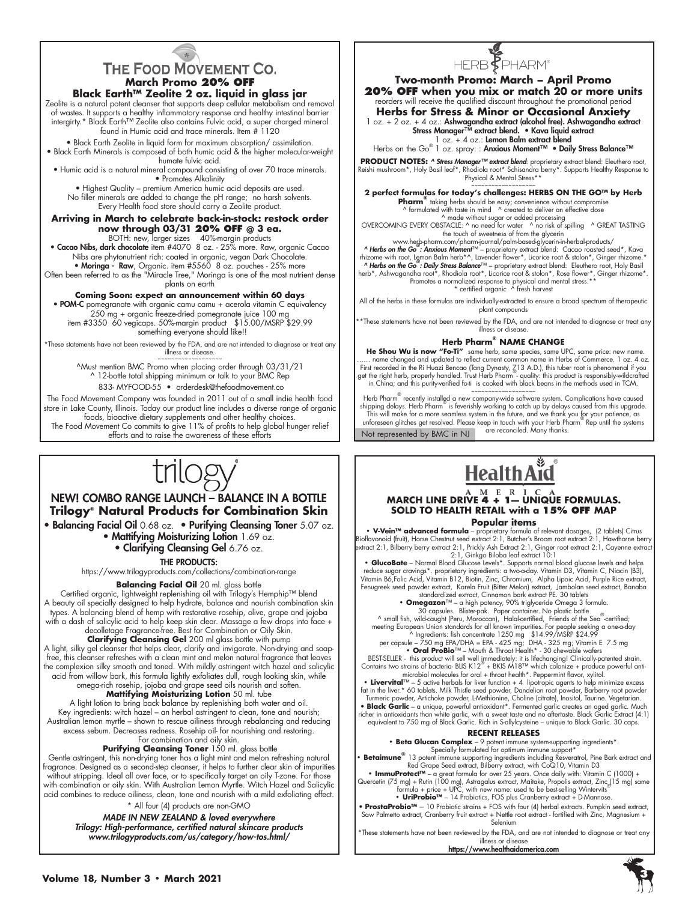## THE FOOD MOVEMENT CO.

### March Promo 20% OFF

### Black Earth™ Zeolite 2 oz. liquid in glass jar

Zeolite is a natural potent cleanser that supports deep cellular metabolism and removal of wastes. It supports a healthy inflammatory response and healthy intestinal barrier intergirty.* Black Earth™ Zeolite also contains Fulvic acid, a super charged mineral found in Humic acid and trace minerals. Item # 1120

• Black Earth Zeolite in liquid form for maximum absorption/ assimilation.
• Black Earth Minerals is composed of both humic acid & the higher molecular-weight humate fulvic acid.
• Humic acid is a natural mineral compound consisting of over 70 trace minerals.
• Promotes Alkalinity
• Highest Quality – premium America humic acid deposits are used.

No filler minerals are added to change the pH range; no harsh solvents. Every Health food store should carry a Zeolite product.

**Arriving in March to celebrate back-in-stock: restock order now through 03/31 20% OFF @ 3 ea.**

BOTH: new, larger sizes 40%-margin products

• **Cacao Nibs, dark chocolate** item #4070 8 oz. - 25% more. Raw, organic Cacao Nibs are phytonutrient rich: coated in organic, vegan Dark Chocolate.
• **Moringa - Raw**, Organic. item #5560 8 oz. pouches - 25% more

Often been referred to as the "Miracle Tree," Moringa is one of the most nutrient dense plants on earth

**Coming Soon: expect an announcement within 60 days**

• **POM-C** pomegranate with organic camu camu + acerola vitamin C equivalency 250 mg + organic freeze-dried pomegranate juice 100 mg item #3350 60 vegicaps. 50%-margin product $15.00/MSRP $29.99 something everyone should like!!

*These statements have not been reviewed by the FDA, and are not intended to diagnose or treat any illness or disease.

~~~~~~~~~~~~~~~~~~~

^Must mention BMC Promo when placing order through 03/31/21
^ 12-bottle total shipping minimum or talk to your BMC Rep
833- MYFOOD-55 • orderdesk@thefoodmovement.co

The Food Movement Company was founded in 2011 out of a small indie health food store in Lake County, Illinois. Today our product line includes a diverse range of organic foods, bioactive dietary supplements and other healthy choices. The Food Movement Co commits to give 11% of profits to help global hunger relief efforts and to raise the awareness of these efforts

## HERB PHARM®

### Two-month Promo: March – April Promo

### 20% OFF when you mix or match 20 or more units

reorders will receive the qualified discount throughout the promotional period

### Herbs for Stress & Minor or Occasional Anxiety

1 oz. + 2 oz. + 4 oz.: **Ashwagandha extract (alcohol free). Ashwagandha extract Stress Manager™ extract blend. • Kava liquid extract**
1 oz. + 4 oz.: **Lemon Balm extract blend**
Herbs on the Go® 1 oz. spray: : **Anxious Moment™ • Daily Stress Balance™**

**PRODUCT NOTES:** *^ Stress Manager™ extract blend*: proprietary extract blend: Eleuthero root, Reishi mushroom*, Holy Basil leaf*, Rhodiola root* Schisandra berry*. Supports Healthy Response to Physical & Mental Stress**

~~~~~~~~~~~~~~~~~~~

**2 perfect formulas for today's challenges: HERBS ON THE GO™ by Herb Pharm®** taking herbs should be easy; convenience without compromise
^ formulated with taste in mind ^ created to deliver an effective dose
^ made without sugar or added processing
OVERCOMING EVERY OBSTACLE: ^ no need for water ^ no risk of spilling ^ GREAT TASTING the touch of sweetness of from the glycerin
www.herb-pharm.com/pharm-journal/palm-based-glycerin-in-herbal-products/

*^ Herbs on the Go®: Anxious Moment™* – proprietary extract blend: Cacao roasted seed*, Kava rhizome with root, Lemon Balm herb*^, Lavender flower*, Licorice root & stolon*, Ginger rhizome.*
*^ Herbs on the Go®: Daily Stress Balance™* – proprietary extract blend: Eleuthero root, Holy Basil herb*, Ashwagandha root*, Rhodiola root*, Licorice root & stolon*, Rose flower*, Ginger rhizome*. Promotes a normalized response to physical and mental stress.**
* certified organic ^ fresh harvest

All of the herbs in these formulas are individually-extracted to ensure a broad spectrum of therapeutic plant compounds

**These statements have not been reviewed by the FDA, and are not intended to diagnose or treat any illness or disease.

#### Herb Pharm® NAME CHANGE

**He Shou Wu is now "Fo-Ti"** same herb, same species, same UPC, same price: new name. …… name changed and updated to reflect current common name in Herbs of Commerce. 1 oz. 4 oz. First recorded in the Ri Huazi Bencao (Tang Dynasty, 713 A.D.), this tuber root is phenomenal if you get the right herb, properly handled. Trust Herb Pharm® quality: this product is responsibly-wildcrafted in China; and this purity-verified fo-ti is cooked with black beans in the methods used in TCM.

~~~~~~~~~~~~~~~~~~~

Herb Pharm® recently installed a new company-wide software system. Complications have caused shipping delays. Herb Pharm® is feverishly working to catch up by delays caused from this upgrade. This will make for a more seamless system in the future, and we thank you for your patience, as unforeseen glitches get resolved. Please keep in touch with your Herb Pharm® Rep until the systems are reconciled. Many thanks.

Not represented by BMC in NJ

## trilogy®

### NEW! COMBO RANGE LAUNCH – BALANCE IN A BOTTLE

### Trilogy® Natural Products for Combination Skin

• **Balancing Facial Oil** 0.68 oz. • **Purifying Cleansing Toner** 5.07 oz.
• **Mattifying Moisturizing Lotion** 1.69 oz.
• **Clarifying Cleansing Gel** 6.76 oz.

**THE PRODUCTS:**

https://www.trilogyproducts.com/collections/combination-range

**Balancing Facial Oil** 20 ml. glass bottle

Certified organic, lightweight replenishing oil with Trilogy's Hemphip™ blend A beauty oil specially designed to help hydrate, balance and nourish combination skin types. A balancing blend of hemp with restorative rosehip, olive, grape and jojoba with a dash of salicylic acid to help keep skin clear. Massage a few drops into face + decolletage Fragrance-free. Best for Combination or Oily Skin.

**Clarifying Cleansing Gel** 200 ml glass bottle with pump

A light, silky gel cleanser that helps clear, clarify and invigorate. Non-drying and soap-free, this cleanser refreshes with a clean mint and melon natural fragrance that leaves the complexion silky smooth and toned. With mildly astringent witch hazel and salicylic acid from willow bark, this formula lightly exfoliates dull, rough looking skin, while omega-rich rosehip, jojoba and grape seed oils nourish and soften.

**Mattifying Moisturizing Lotion** 50 ml. tube

A light lotion to bring back balance by replenishing both water and oil. Key ingredients: witch hazel – an herbal astringent to clean, tone and nourish; Australian lemon myrtle – shown to rescue oiliness through rebalancing and reducing excess sebum. Decreases redness. Rosehip oil- for nourishing and restoring. For combination and oily skin.

**Purifying Cleansing Toner** 150 ml. glass bottle

Gentle astringent, this non-drying toner has a light mint and melon refreshing natural fragrance. Designed as a second-step cleanser, it helps to further clear skin of impurities without stripping. Ideal all over face, or to specifically target an oily T-zone. For those with combination or oily skin. With Australian Lemon Myrtle. Witch Hazel and Salicylic acid combines to reduce oiliness, clean, tone and nourish with a mild exfoliating effect.

* All four (4) products are non-GMO

*MADE IN NEW ZEALAND & loved everywhere*
*Trilogy: High-performance, certified natural skincare products*
*www.trilogyproducts.com/us/category/how-tos.html/*

## HealthAid AMERICA®

### MARCH LINE DRIVE 4 + 1— UNIQUE FORMULAS. SOLD TO HEALTH RETAIL with a 15% OFF MAP

#### Popular items

• **V-Vein™ advanced formula** – proprietary formula of relevant dosages, (2 tablets) Citrus Bioflavonoid (fruit), Horse Chestnut seed extract 2:1, Butcher's Broom root extract 2:1, Hawthorne berry extract 2:1, Bilberry berry extract 2:1, Prickly Ash Extract 2:1, Ginger root extract 2:1, Cayenne extract 2:1, Ginkgo Biloba leaf extract 10:1

• **GlucoBate** – Normal Blood Glucose Levels*. Supports normal blood glucose levels and helps reduce sugar cravings*. proprietary ingredients: a two-a-day. Vitamin D3, Vitamin C, Niacin (B3), Vitamin B6,Folic Acid, Vitamin B12, Biotin, Zinc, Chromium, Alpha Lipoic Acid, Purple Rice extract, Fenugreek seed powder extract, Karela Fruit (Bitter Melon) extract, Jambolan seed extract, Banaba standardized extract, Cinnamon bark extract PE. 30 tablets

• **Omegazon**™ – a high potency, 90% triglyceride Omega 3 formula. 30 capsules. Blister-pak. Paper container. No plastic bottle
^ small fish, wild-caught (Peru, Moroccan), Halal-certified, Friends of the Sea®-certified; meeting European Union standards for all known impurities. For people seeking a one-a-day
^ Ingredients: fish concentrate 1250 mg $14.99/MSRP $24.99
per capsule – 750 mg EPA/DHA = EPA - 425 mg; DHA - 325 mg; Vitamin E 7.5 mg

• **Oral ProBio**™ – Mouth & Throat Health* - 30 chewable wafers
BEST-SELLER - this product will sell well immediately: it is lifechanging! Clinically-patented strain. Contains two strains of bacteria- BLIS K12® + BKIS M18™ which colonize + produce powerful anti-microbial molecules for oral + throat health*. Peppermint flavor, xylitol.

• **Livervital**™ – 5 active herbals for liver function + 4 lipotropic agents to help minimize excess fat in the liver.* 60 tablets. Milk Thistle seed powder, Dandelion root powder, Barberry root powder Turmeric powder, Artichoke powder, L-Methionine, Choline (citrate), Inositol, Taurine. Vegetarian.

• **Black Garlic** – a unique, powerful antioxidant*. Fermented garlic creates an aged garlic. Much richer in antioxidants than white garlic, with a sweet taste and no aftertaste. Black Garlic Extract (4:1) equivalent to 750 mg of Black Garlic. Rich in S-allylcysteine – unique to Black Garlic. 30 caps.

#### RECENT RELEASES

• **Beta Glucan Complex** – 9 potent immune system-supporting ingredients*. Specially formulated for optimum immune support*

• **Betaimune®** 13 potent immune supporting ingredients including Resveratrol, Pine Bark extract and Red Grape Seed extract, Bilberry extract, with CoQ10, Vitamin D3

• **ImmuProtect™** – a great formula for over 25 years. Once daily with: Vitamin C (1000) + Quercetin (75 mg) + Rutin (100 mg), Astragalus extract, Maitake, Propolis extract, Zinc (15 mg) same formula + price + UPC, with new name: used to be best-selling Wintervits®

• **UriProbio™** – 14 Probiotics, FOS plus Cranberry extract + D-Mannose.

• **ProstaProbio™** – 10 Probiotic strains + FOS with four (4) herbal extracts. Pumpkin seed extract, Saw Palmetto extract, Cranberry fruit extract + Nettle root extract - fortified with Zinc, Magnesium + Selenium

*These statements have not been reviewed by the FDA, and are not intended to diagnose or treat any illness or disease

https://www.healthaidamerica.com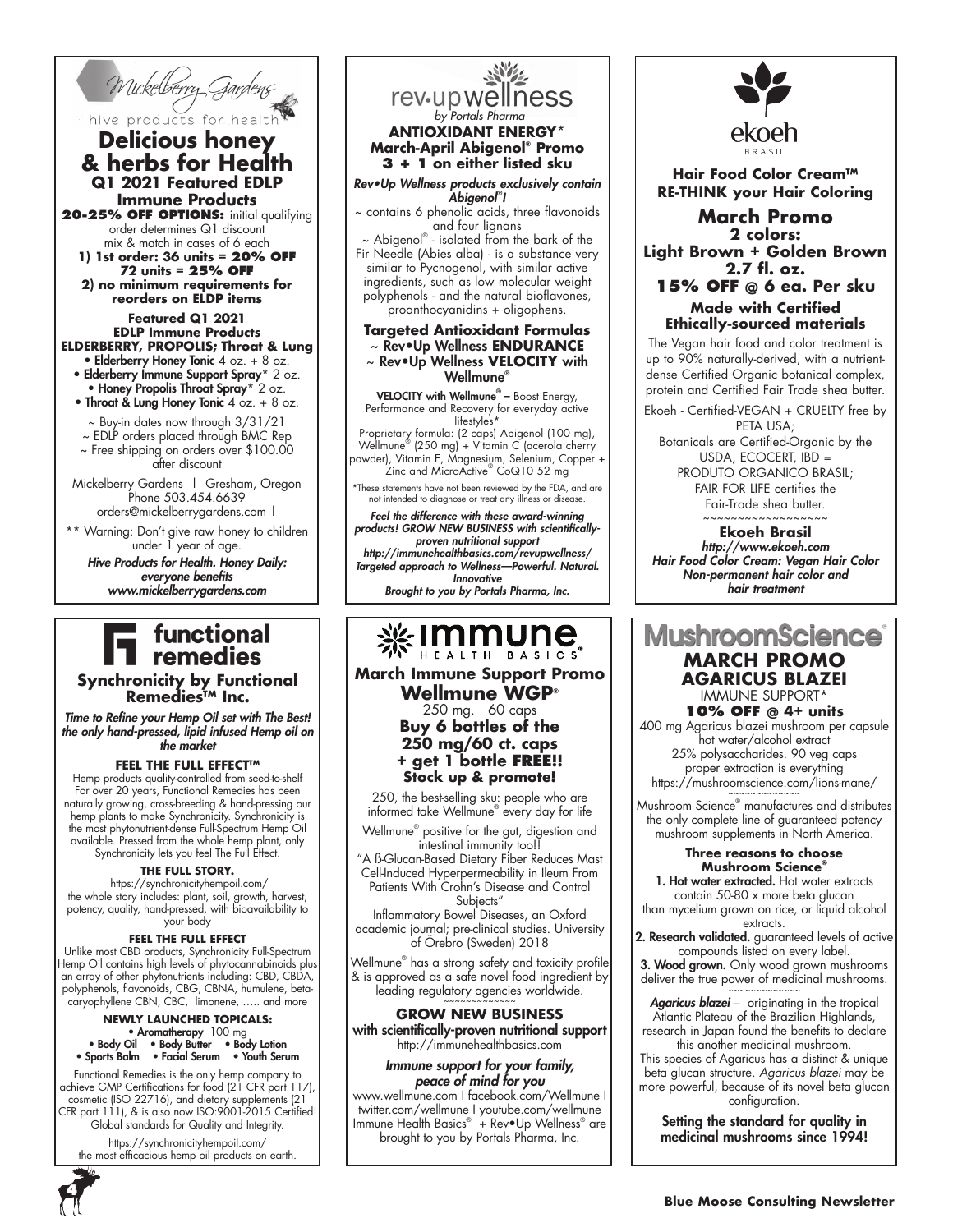Mickelberry Gardens
hive products for health

## Delicious honey & herbs for Health

### Q1 2021 Featured EDLP Immune Products

**20-25% OFF OPTIONS:** initial qualifying order determines Q1 discount mix & match in cases of 6 each

**1) 1st order: 36 units = 20% OFF 72 units = 25% OFF**

**2) no minimum requirements for reorders on ELDP items**

**Featured Q1 2021 EDLP Immune Products ELDERBERRY, PROPOLIS; Throat & Lung**

- **Elderberry Honey Tonic** 4 oz. + 8 oz.
- **Elderberry Immune Support Spray*** 2 oz.
- **Honey Propolis Throat Spray*** 2 oz.
- **Throat & Lung Honey Tonic** 4 oz. + 8 oz.

~ Buy-in dates now through 3/31/21
~ EDLP orders placed through BMC Rep
~ Free shipping on orders over $100.00 after discount

Mickelberry Gardens | Gresham, Oregon
Phone 503.454.6639
orders@mickelberrygardens.com |

** Warning: Don't give raw honey to children under 1 year of age.

*Hive Products for Health. Honey Daily: everyone benefits*
*www.mickelberrygardens.com*

---

rev•up wellness
*by Portals Pharma*

**ANTIOXIDANT ENERGY* March-April Abigenol® Promo 3 + 1 on either listed sku**

***Rev•Up Wellness products exclusively contain Abigenol®!***

~ contains 6 phenolic acids, three flavonoids and four lignans
~ Abigenol® - isolated from the bark of the Fir Needle (Abies alba) - is a substance very similar to Pycnogenol, with similar active ingredients, such as low molecular weight polyphenols - and the natural bioflavones, proanthocyanidins + oligophens.

**Targeted Antioxidant Formulas**
~ **Rev•Up Wellness ENDURANCE**
~ **Rev•Up Wellness VELOCITY with Wellmune®**

**VELOCITY with Wellmune® –** Boost Energy, Performance and Recovery for everyday active lifestyles*

Proprietary formula: (2 caps) Abigenol (100 mg), Wellmune® (250 mg) + Vitamin C (acerola cherry powder), Vitamin E, Magnesium, Selenium, Copper + Zinc and MicroActive® CoQ10 52 mg

*These statements have not been reviewed by the FDA, and are not intended to diagnose or treat any illness or disease.

***Feel the difference with these award-winning products! GROW NEW BUSINESS with scientifically-proven nutritional support***
***http://immunehealthbasics.com/revupwellness/***
***Targeted approach to Wellness—Powerful. Natural. Innovative***
***Brought to you by Portals Pharma, Inc.***

---

ekoeh
BRASIL

**Hair Food Color Cream™**
**RE-THINK your Hair Coloring**

## March Promo

**2 colors:**
**Light Brown + Golden Brown**
**2.7 fl. oz.**
**15% OFF @ 6 ea. Per sku**

**Made with Certified Ethically-sourced materials**

The Vegan hair food and color treatment is up to 90% naturally-derived, with a nutrient-dense Certified Organic botanical complex, protein and Certified Fair Trade shea butter.

Ekoeh - Certified-VEGAN + CRUELTY free by PETA USA;
Botanicals are Certified-Organic by the USDA, ECOCERT, IBD = PRODUTO ORGANICO BRASIL;
FAIR FOR LIFE certifies the Fair-Trade shea butter.

~~~~~~~~~~~~~~~~~~~

**Ekoeh Brasil**
***http://www.ekoeh.com***
***Hair Food Color Cream: Vegan Hair Color Non-permanent hair color and hair treatment***

---

## functional remedies

### Synchronicity by Functional Remedies™ Inc.

***Time to Refine your Hemp Oil set with The Best! the only hand-pressed, lipid infused Hemp oil on the market***

**FEEL THE FULL EFFECT™**

Hemp products quality-controlled from seed-to-shelf For over 20 years, Functional Remedies has been naturally growing, cross-breeding & hand-pressing our hemp plants to make Synchronicity. Synchronicity is the most phytonutrient-dense Full-Spectrum Hemp Oil available. Pressed from the whole hemp plant, only Synchronicity lets you feel The Full Effect.

**THE FULL STORY.**

https://synchronicityhempoil.com/
the whole story includes: plant, soil, growth, harvest, potency, quality, hand-pressed, with bioavailability to your body

**FEEL THE FULL EFFECT**

Unlike most CBD products, Synchronicity Full-Spectrum Hemp Oil contains high levels of phytocannabinoids plus an array of other phytonutrients including: CBD, CBDA, polyphenols, flavonoids, CBG, CBNA, humulene, beta-caryophyllene CBN, CBC, limonene, ….. and more

**NEWLY LAUNCHED TOPICALS:**

- **Aromatherapy** 100 mg
- **Body Oil** • **Body Butter** • **Body Lotion**
- **Sports Balm** • **Facial Serum** • **Youth Serum**

Functional Remedies is the only hemp company to achieve GMP Certifications for food (21 CFR part 117), cosmetic (ISO 22716), and dietary supplements (21 CFR part 111), & is also now ISO:9001-2015 Certified! Global standards for Quality and Integrity.

https://synchronicityhempoil.com/
the most efficacious hemp oil products on earth.

---

immune
HEALTH BASICS®

**March Immune Support Promo**

## Wellmune WGP®

250 mg. 60 caps

**Buy 6 bottles of the 250 mg/60 ct. caps + get 1 bottle FREE!! Stock up & promote!**

250, the best-selling sku: people who are informed take Wellmune® every day for life

Wellmune® positive for the gut, digestion and intestinal immunity too!!

"A ß-Glucan-Based Dietary Fiber Reduces Mast Cell-Induced Hyperpermeability in Ileum From Patients With Crohn's Disease and Control Subjects"

Inflammatory Bowel Diseases, an Oxford academic journal; pre-clinical studies. University of Örebro (Sweden) 2018

Wellmune® has a strong safety and toxicity profile & is approved as a safe novel food ingredient by leading regulatory agencies worldwide.

~~~~~~~~~~~~~

**GROW NEW BUSINESS with scientifically-proven nutritional support**
http://immunehealthbasics.com

***Immune support for your family, peace of mind for you***

www.wellmune.com | facebook.com/Wellmune | twitter.com/wellmune | youtube.com/wellmune
Immune Health Basics® + Rev•Up Wellness® are brought to you by Portals Pharma, Inc.

---

MushroomScience®

## MARCH PROMO

### AGARICUS BLAZEI

IMMUNE SUPPORT*

**10% OFF @ 4+ units**

400 mg Agaricus blazei mushroom per capsule hot water/alcohol extract
25% polysaccharides. 90 veg caps
proper extraction is everything
https://mushroomscience.com/lions-mane/

~~~~~~~~~~~~~

Mushroom Science® manufactures and distributes the only complete line of guaranteed potency mushroom supplements in North America.

**Three reasons to choose Mushroom Science®**

**1. Hot water extracted.** Hot water extracts contain 50-80 x more beta glucan than mycelium grown on rice, or liquid alcohol extracts.

**2. Research validated.** guaranteed levels of active compounds listed on every label.

**3. Wood grown.** Only wood grown mushrooms deliver the true power of medicinal mushrooms.

~~~~~~~~~~~~~

***Agaricus blazei*** – originating in the tropical Atlantic Plateau of the Brazilian Highlands, research in Japan found the benefits to declare this another medicinal mushroom.
This species of Agaricus has a distinct & unique beta glucan structure. *Agaricus blazei* may be more powerful, because of its novel beta glucan configuration.

**Setting the standard for quality in medicinal mushrooms since 1994!**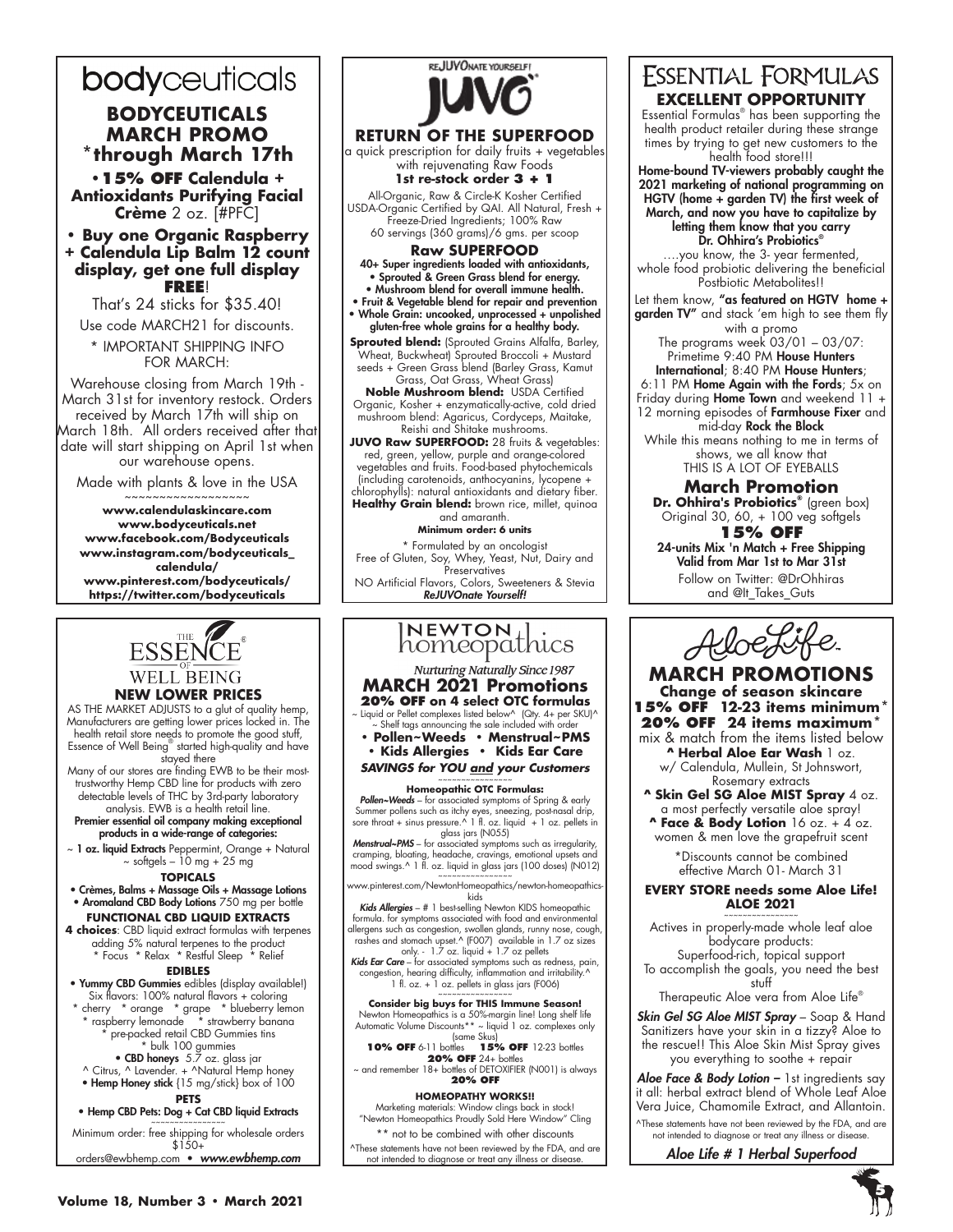# bodyceuticals

## BODYCEUTICALS MARCH PROMO
### *through March 17th

- **15% OFF Calendula + Antioxidants Purifying Facial Crème** 2 oz. [#PFC]
- **Buy one Organic Raspberry + Calendula Lip Balm 12 count display, get one full display FREE!**

That's 24 sticks for $35.40!

Use code MARCH21 for discounts.

\* IMPORTANT SHIPPING INFO FOR MARCH:

Warehouse closing from March 19th - March 31st for inventory restock. Orders received by March 17th will ship on March 18th. All orders received after that date will start shipping on April 1st when our warehouse opens.

Made with plants & love in the USA

~~~~~~~~~~~~~~~~~~

**www.calendulaskincare.com**
**www.bodyceuticals.net**
**www.facebook.com/Bodyceuticals**
**www.instagram.com/bodyceuticals_calendula/**
**www.pinterest.com/bodyceuticals/**
**https://twitter.com/bodyceuticals**

---

# ReJUVOnate Yourself! JUVO

## RETURN OF THE SUPERFOOD

a quick prescription for daily fruits + vegetables with rejuvenating Raw Foods

**1st re-stock order 3 + 1**

All-Organic, Raw & Circle-K Kosher Certified USDA-Organic Certified by QAI. All Natural, Fresh + Freeze-Dried Ingredients; 100% Raw 60 servings (360 grams)/6 gms. per scoop

### Raw SUPERFOOD

**40+ Super ingredients loaded with antioxidants,**
- **Sprouted & Green Grass blend for energy.**
- **Mushroom blend for overall immune health.**
- **Fruit & Vegetable blend for repair and prevention**
- **Whole Grain: uncooked, unprocessed + unpolished gluten-free whole grains for a healthy body.**

**Sprouted blend:** (Sprouted Grains Alfalfa, Barley, Wheat, Buckwheat) Sprouted Broccoli + Mustard seeds + Green Grass blend (Barley Grass, Kamut Grass, Oat Grass, Wheat Grass)

**Noble Mushroom blend:** USDA Certified Organic, Kosher + enzymatically-active, cold dried mushroom blend: Agaricus, Cordyceps, Maitake, Reishi and Shitake mushrooms.

**JUVO Raw SUPERFOOD:** 28 fruits & vegetables: red, green, yellow, purple and orange-colored vegetables and fruits. Food-based phytochemicals (including carotenoids, anthocyanins, lycopene + chlorophylls): natural antioxidants and dietary fiber.

**Healthy Grain blend:** brown rice, millet, quinoa and amaranth.

**Minimum order: 6 units**

\* Formulated by an oncologist

Free of Gluten, Soy, Whey, Yeast, Nut, Dairy and Preservatives

NO Artificial Flavors, Colors, Sweeteners & Stevia

***ReJUVOnate Yourself!***

---

# Essential Formulas

## EXCELLENT OPPORTUNITY

Essential Formulas® has been supporting the health product retailer during these strange times by trying to get new customers to the health food store!!!

**Home-bound TV-viewers probably caught the 2021 marketing of national programming on HGTV (home + garden TV) the first week of March, and now you have to capitalize by letting them know that you carry Dr. Ohhira's Probiotics®**

….you know, the 3- year fermented, whole food probiotic delivering the beneficial Postbiotic Metabolites!!

Let them know, **"as featured on HGTV home + garden TV"** and stack 'em high to see them fly with a promo

The programs week 03/01 – 03/07: Primetime 9:40 PM **House Hunters International**; 8:40 PM **House Hunters**; 6:11 PM **Home Again with the Fords**; 5x on Friday during **Home Town** and weekend 11 + 12 morning episodes of **Farmhouse Fixer** and mid-day **Rock the Block**

While this means nothing to me in terms of shows, we all know that THIS IS A LOT OF EYEBALLS

### March Promotion

**Dr. Ohhira's Probiotics®** (green box) Original 30, 60, + 100 veg softgels

**15% OFF**

**24-units Mix 'n Match + Free Shipping**
**Valid from Mar 1st to Mar 31st**

Follow on Twitter: @DrOhhiras and @It_Takes_Guts

---

# The Essence of Well Being®

## NEW LOWER PRICES

AS THE MARKET ADJUSTS to a glut of quality hemp, Manufacturers are getting lower prices locked in. The health retail store needs to promote the good stuff, Essence of Well Being® started high-quality and have stayed there

Many of our stores are finding EWB to be their most-trustworthy Hemp CBD line for products with zero detectable levels of THC by 3rd-party laboratory analysis. EWB is a health retail line.

**Premier essential oil company making exceptional products in a wide-range of categories:**

~ **1 oz. liquid Extracts** Peppermint, Orange + Natural ~ softgels – 10 mg + 25 mg

**TOPICALS**

- **Crèmes, Balms + Massage Oils + Massage Lotions**
- **Aromaland CBD Body Lotions** 750 mg per bottle

**FUNCTIONAL CBD LIQUID EXTRACTS**

**4 choices**: CBD liquid extract formulas with terpenes adding 5% natural terpenes to the product
\* Focus \* Relax \* Restful Sleep \* Relief

**EDIBLES**

- **Yummy CBD Gummies** edibles (display available!)
  Six flavors: 100% natural flavors + coloring
  \* cherry \* orange \* grape \* blueberry lemon
  \* raspberry lemonade \* strawberry banana
  \* pre-packed retail CBD Gummies tins
  \* bulk 100 gummies
- **CBD honeys** 5.7 oz. glass jar
  ^ Citrus, ^ Lavender. + ^Natural Hemp honey
- **Hemp Honey stick** (15 mg/stick) box of 100

**PETS**

- **Hemp CBD Pets: Dog + Cat CBD liquid Extracts**

~~~~~~~~~~~~~~~~

Minimum order: free shipping for wholesale orders $150+

orders@ewbhemp.com • ***www.ewbhemp.com***

---

# Newton homeopathics

*Nurturing Naturally Since 1987*

## MARCH 2021 Promotions

**20% OFF on 4 select OTC formulas**

~ Liquid or Pellet complexes listed below^ (Qty. 4+ per SKU)^
~ Shelf tags announcing the sale included with order

- **Pollen~Weeds** • **Menstrual~PMS**
- **Kids Allergies** • **Kids Ear Care**

***SAVINGS for YOU and your Customers***

~~~~~~~~~~~~~~~~

**Homeopathic OTC Formulas:**

***Pollen~Weeds*** – for associated symptoms of Spring & early Summer pollens such as itchy eyes, sneezing, post-nasal drip, sore throat + sinus pressure.^ 1 fl. oz. liquid + 1 oz. pellets in glass jars (N055)

***Menstrual~PMS*** – for associated symptoms such as irregularity, cramping, bloating, headache, cravings, emotional upsets and mood swings.^ 1 fl. oz. liquid in glass jars (100 doses) (N012)

~~~~~~~~~~~~~~~~

www.pinterest.com/NewtonHomeopathics/newton-homeopathics-kids

***Kids Allergies*** – # 1 best-selling Newton KIDS homeopathic formula. for symptoms associated with food and environmental allergens such as congestion, swollen glands, runny nose, cough, rashes and stomach upset.^ (F007) available in 1.7 oz sizes only. - 1.7 oz. liquid + 1.7 oz pellets

***Kids Ear Care*** – for associated symptoms such as redness, pain, congestion, hearing difficulty, inflammation and irritability.^ 1 fl. oz. + 1 oz. pellets in glass jars (F006)

~~~~~~~~~~~~~~~~

**Consider big buys for THIS Immune Season!**

Newton Homeopathics is a 50%-margin line! Long shelf life Automatic Volume Discounts** ~ liquid 1 oz. complexes only (same Skus)

**10% OFF** 6-11 bottles **15% OFF** 12-23 bottles
**20% OFF** 24+ bottles

~ and remember 18+ bottles of DETOXIFIER (N001) is always **20% OFF**

**HOMEOPATHY WORKS!!**

Marketing materials: Window clings back in stock! "Newton Homeopathics Proudly Sold Here Window" Cling

\*\* not to be combined with other discounts

^These statements have not been reviewed by the FDA, and are not intended to diagnose or treat any illness or disease.

---

# AloeLife

## MARCH PROMOTIONS

**Change of season skincare**

**15% OFF 12-23 items minimum***
**20% OFF 24 items maximum***

mix & match from the items listed below

- **^ Herbal Aloe Ear Wash** 1 oz. w/ Calendula, Mullein, St Johnswort, Rosemary extracts
- **^ Skin Gel SG Aloe MIST Spray** 4 oz. a most perfectly versatile aloe spray!
- **^ Face & Body Lotion** 16 oz. + 4 oz. women & men love the grapefruit scent

\*Discounts cannot be combined effective March 01- March 31

**EVERY STORE needs some Aloe Life! ALOE 2021**

~~~~~~~~~~~~~~~~

Actives in properly-made whole leaf aloe bodycare products:
Superfood-rich, topical support
To accomplish the goals, you need the best stuff
Therapeutic Aloe vera from Aloe Life®

***Skin Gel SG Aloe MIST Spray*** – Soap & Hand Sanitizers have your skin in a tizzy? Aloe to the rescue!! This Aloe Skin Mist Spray gives you everything to soothe + repair

***Aloe Face & Body Lotion*** – 1st ingredients say it all: herbal extract blend of Whole Leaf Aloe Vera Juice, Chamomile Extract, and Allantoin.

^These statements have not been reviewed by the FDA, and are not intended to diagnose or treat any illness or disease.

***Aloe Life # 1 Herbal Superfood***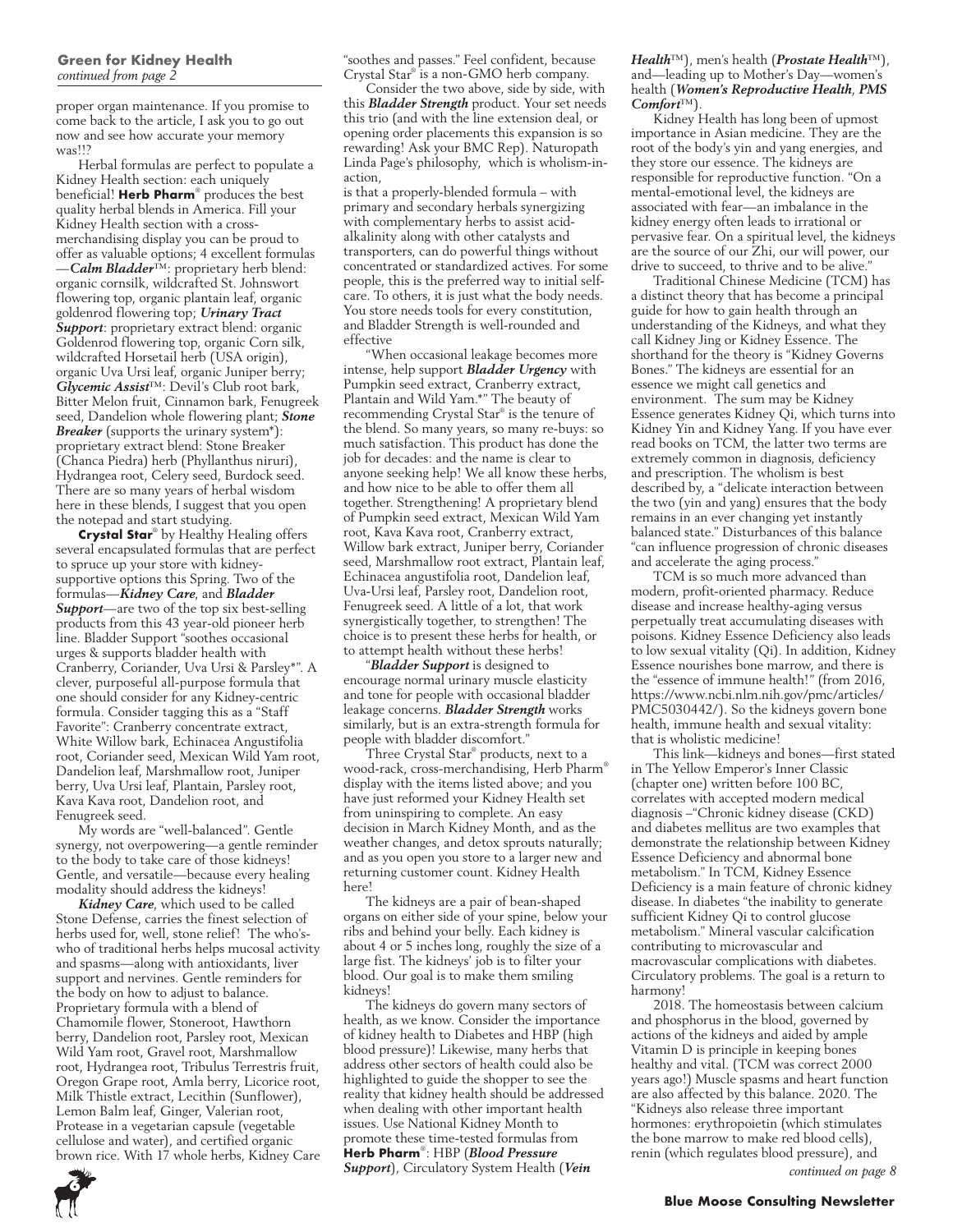**Green for Kidney Health**
*continued from page 2*

proper organ maintenance. If you promise to come back to the article, I ask you to go out now and see how accurate your memory was!!?

Herbal formulas are perfect to populate a Kidney Health section: each uniquely beneficial! **Herb Pharm**® produces the best quality herbal blends in America. Fill your Kidney Health section with a cross-merchandising display you can be proud to offer as valuable options; 4 excellent formulas —***Calm Bladder***™: proprietary herb blend: organic cornsilk, wildcrafted St. Johnsworth flowering top, organic plantain leaf, organic goldenrod flowering top; ***Urinary Tract Support***: proprietary extract blend: organic Goldenrod flowering top, organic Corn silk, wildcrafted Horsetail herb (USA origin), organic Uva Ursi leaf, organic Juniper berry; ***Glycemic Assist***™: Devil's Club root bark, Bitter Melon fruit, Cinnamon bark, Fenugreek seed, Dandelion whole flowering plant; ***Stone Breaker*** (supports the urinary system*): proprietary extract blend: Stone Breaker (Chanca Piedra) herb (Phyllanthus niruri), Hydrangea root, Celery seed, Burdock seed. There are so many years of herbal wisdom here in these blends, I suggest that you open the notepad and start studying.

**Crystal Star**® by Healthy Healing offers several encapsulated formulas that are perfect to spruce up your store with kidney-supportive options this Spring. Two of the formulas—***Kidney Care***, and ***Bladder Support***—are two of the top six best-selling products from this 43 year-old pioneer herb line. Bladder Support "soothes occasional urges & supports bladder health with Cranberry, Coriander, Uva Ursi & Parsley*". A clever, purposeful all-purpose formula that one should consider for any Kidney-centric formula. Consider tagging this as a "Staff Favorite": Cranberry concentrate extract, White Willow bark, Echinacea Angustifolia root, Coriander seed, Mexican Wild Yam root, Dandelion leaf, Marshmallow root, Juniper berry, Uva Ursi leaf, Plantain, Parsley root, Kava Kava root, Dandelion root, and Fenugreek seed.

My words are "well-balanced". Gentle synergy, not overpowering—a gentle reminder to the body to take care of those kidneys! Gentle, and versatile—because every healing modality should address the kidneys!

***Kidney Care***, which used to be called Stone Defense, carries the finest selection of herbs used for, well, stone relief! The who's-who of traditional herbs helps mucosal activity and spasms—along with antioxidants, liver support and nervines. Gentle reminders for the body on how to adjust to balance. Proprietary formula with a blend of Chamomile flower, Stoneroot, Hawthorn berry, Dandelion root, Parsley root, Mexican Wild Yam root, Gravel root, Marshmallow root, Hydrangea root, Tribulus Terrestris fruit, Oregon Grape root, Amla berry, Licorice root, Milk Thistle extract, Lecithin (Sunflower), Lemon Balm leaf, Ginger, Valerian root, Protease in a vegetarian capsule (vegetable cellulose and water), and certified organic brown rice. With 17 whole herbs, Kidney Care "soothes and passes." Feel confident, because Crystal Star® is a non-GMO herb company.

Consider the two above, side by side, with this ***Bladder Strength*** product. Your set needs this trio (and with the line extension deal, or opening order placements this expansion is so rewarding! Ask your BMC Rep). Naturopath Linda Page's philosophy, which is wholism-in-action,

is that a properly-blended formula – with primary and secondary herbals synergizing with complementary herbs to assist acid-alkalinity along with other catalysts and transporters, can do powerful things without concentrated or standardized actives. For some people, this is the preferred way to initial self-care. To others, it is just what the body needs. You store needs tools for every constitution, and Bladder Strength is well-rounded and effective

"When occasional leakage becomes more intense, help support ***Bladder Urgency*** with Pumpkin seed extract, Cranberry extract, Plantain and Wild Yam.*" The beauty of recommending Crystal Star® is the tenure of the blend. So many years, so many re-buys: so much satisfaction. This product has done the job for decades: and the name is clear to anyone seeking help! We all know these herbs, and how nice to be able to offer them all together. Strengthening! A proprietary blend of Pumpkin seed extract, Mexican Wild Yam root, Kava Kava root, Cranberry extract, Willow bark extract, Juniper berry, Coriander seed, Marshmallow root extract, Plantain leaf, Echinacea angustifolia root, Dandelion leaf, Uva-Ursi leaf, Parsley root, Dandelion root, Fenugreek seed. A little of a lot, that work synergistically together, to strengthen! The choice is to present these herbs for health, or to attempt health without these herbs!

"***Bladder Support*** is designed to encourage normal urinary muscle elasticity and tone for people with occasional bladder leakage concerns. ***Bladder Strength*** works similarly, but is an extra-strength formula for people with bladder discomfort."

Three Crystal Star® products, next to a wood-rack, cross-merchandising, Herb Pharm® display with the items listed above; and you have just reformed your Kidney Health set from uninspiring to complete. An easy decision in March Kidney Month, and as the weather changes, and detox sprouts naturally; and as you open you store to a larger new and returning customer count. Kidney Health here!

The kidneys are a pair of bean-shaped organs on either side of your spine, below your ribs and behind your belly. Each kidney is about 4 or 5 inches long, roughly the size of a large fist. The kidneys' job is to filter your blood. Our goal is to make them smiling kidneys!

The kidneys do govern many sectors of health, as we know. Consider the importance of kidney health to Diabetes and HBP (high blood pressure)! Likewise, many herbs that address other sectors of health could also be highlighted to guide the shopper to see the reality that kidney health should be addressed when dealing with other important health issues. Use National Kidney Month to promote these time-tested formulas from **Herb Pharm**®: HBP (***Blood Pressure Support***), Circulatory System Health (***Vein Health***™), men's health (***Prostate Health***™), and—leading up to Mother's Day—women's health (***Women's Reproductive Health***, ***PMS Comfort***™).

Kidney Health has long been of upmost importance in Asian medicine. They are the root of the body's yin and yang energies, and they store our essence. The kidneys are responsible for reproductive function. "On a mental-emotional level, the kidneys are associated with fear—an imbalance in the kidney energy often leads to irrational or pervasive fear. On a spiritual level, the kidneys are the source of our Zhi, our will power, our drive to succeed, to thrive and to be alive."

Traditional Chinese Medicine (TCM) has a distinct theory that has become a principal guide for how to gain health through an understanding of the Kidneys, and what they call Kidney Jing or Kidney Essence. The shorthand for the theory is "Kidney Governs Bones." The kidneys are essential for an essence we might call genetics and environment. The sum may be Kidney Essence generates Kidney Qi, which turns into Kidney Yin and Kidney Yang. If you have ever read books on TCM, the latter two terms are extremely common in diagnosis, deficiency and prescription. The wholism is best described by, a "delicate interaction between the two (yin and yang) ensures that the body remains in an ever changing yet instantly balanced state." Disturbances of this balance "can influence progression of chronic diseases and accelerate the aging process."

TCM is so much more advanced than modern, profit-oriented pharmacy. Reduce disease and increase healthy-aging versus perpetually treat accumulating diseases with poisons. Kidney Essence Deficiency also leads to low sexual vitality (Qi). In addition, Kidney Essence nourishes bone marrow, and there is the "essence of immune health!" (from 2016, https://www.ncbi.nlm.nih.gov/pmc/articles/PMC5030442/). So the kidneys govern bone health, immune health and sexual vitality: that is wholistic medicine!

This link—kidneys and bones—first stated in The Yellow Emperor's Inner Classic (chapter one) written before 100 BC, correlates with accepted modern medical diagnosis –"Chronic kidney disease (CKD) and diabetes mellitus are two examples that demonstrate the relationship between Kidney Essence Deficiency and abnormal bone metabolism." In TCM, Kidney Essence Deficiency is a main feature of chronic kidney disease. In diabetes "the inability to generate sufficient Kidney Qi to control glucose metabolism." Mineral vascular calcification contributing to microvascular and macrovascular complications with diabetes. Circulatory problems. The goal is a return to harmony!

2018. The homeostasis between calcium and phosphorus in the blood, governed by actions of the kidneys and aided by ample Vitamin D is principle in keeping bones healthy and vital. (TCM was correct 2000 years ago!) Muscle spasms and heart function are also affected by this balance. 2020. The "Kidneys also release three important hormones: erythropoietin (which stimulates the bone marrow to make red blood cells), renin (which regulates blood pressure), and

*continued on page 8*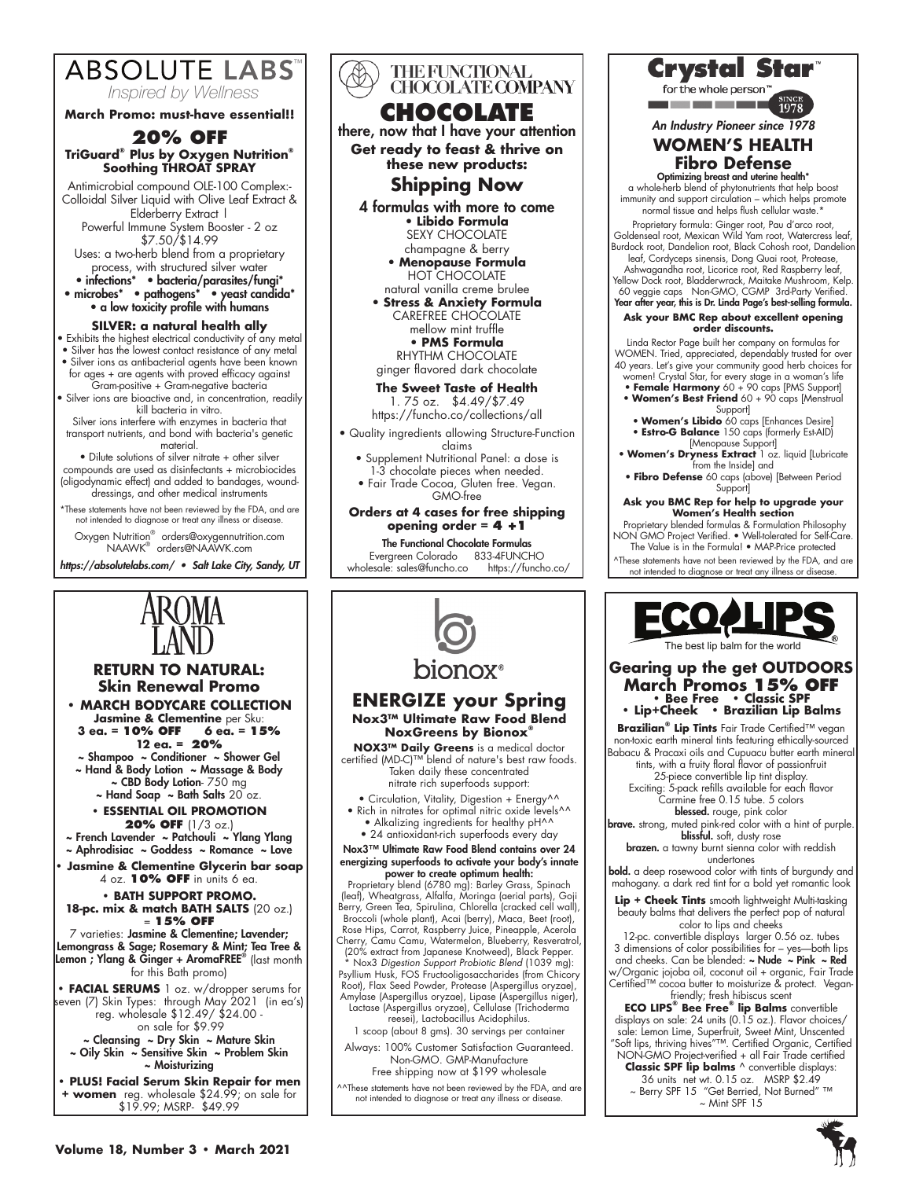# ABSOLUTE LABS™

*Inspired by Wellness*

**March Promo: must-have essential!!**

## 20% OFF

**TriGuard® Plus by Oxygen Nutrition® Soothing THROAT SPRAY**

Antimicrobial compound OLE-100 Complex:- Colloidal Silver Liquid with Olive Leaf Extract & Elderberry Extract l

Powerful Immune System Booster - 2 oz $7.50/$14.99

Uses: a two-herb blend from a proprietary process, with structured silver water

- infections* • bacteria/parasites/fungi*
- microbes* • pathogens* • yeast candida*
- a low toxicity profile with humans

**SILVER: a natural health ally**

- Exhibits the highest electrical conductivity of any metal
- Silver has the lowest contact resistance of any metal
- Silver ions as antibacterial agents have been known for ages + are agents with proved efficacy against Gram-positive + Gram-negative bacteria
- Silver ions are bioactive and, in concentration, readily kill bacteria in vitro.

Silver ions interfere with enzymes in bacteria that transport nutrients, and bond with bacteria's genetic material.

- Dilute solutions of silver nitrate + other silver compounds are used as disinfectants + microbiocides (oligodynamic effect) and added to bandages, wound-dressings, and other medical instruments

*These statements have not been reviewed by the FDA, and are not intended to diagnose or treat any illness or disease.

Oxygen Nutrition® orders@oxygennutrition.com
NAAWK® orders@NAAWK.com

*https://absolutelabs.com/ • Salt Lake City, Sandy, UT*

---

# THE FUNCTIONAL CHOCOLATE COMPANY

## CHOCOLATE

there, now that I have your attention

**Get ready to feast & thrive on these new products:**

## Shipping Now

4 formulas with more to come

- **Libido Formula**
  SEXY CHOCOLATE
  champagne & berry
- **Menopause Formula**
  HOT CHOCOLATE
  natural vanilla creme brulee
- **Stress & Anxiety Formula**
  CAREFREE CHOCOLATE
  mellow mint truffle
- **PMS Formula**
  RHYTHM CHOCOLATE
  ginger flavored dark chocolate

**The Sweet Taste of Health**

1. 75 oz. $4.49/$7.49

https://funcho.co/collections/all

- Quality ingredients allowing Structure-Function claims
- Supplement Nutritional Panel: a dose is 1-3 chocolate pieces when needed.
- Fair Trade Cocoa, Gluten free. Vegan. GMO-free

**Orders at 4 cases for free shipping opening order = 4 +1**

**The Functional Chocolate Formulas**

Evergreen Colorado 833-4FUNCHO
wholesale: sales@funcho.co https://funcho.co/

---

# Crystal Star™

for the whole person™ SINCE 1978

*An Industry Pioneer since 1978*

## WOMEN'S HEALTH
## Fibro Defense

**Optimizing breast and uterine health***

a whole-herb blend of phytonutrients that help boost immunity and support circulation – which helps promote normal tissue and helps flush cellular waste.*

Proprietary formula: Ginger root, Pau d'arco root, Goldenseal root, Mexican Wild Yam root, Watercress leaf, Burdock root, Dandelion root, Black Cohosh root, Dandelion leaf, Cordyceps sinensis, Dong Quai root, Protease, Ashwagandha root, Licorice root, Red Raspberry leaf, Yellow Dock root, Bladderwrack, Maitake Mushroom, Kelp. 60 veggie caps Non-GMO, CGMP 3rd-Party Verified.

**Year after year, this is Dr. Linda Page's best-selling formula.**

**Ask your BMC Rep about excellent opening order discounts.**

Linda Rector Page built her company on formulas for WOMEN. Tried, appreciated, dependably trusted for over 40 years. Let's give your community good herb choices for women! Crystal Star, for every stage in a woman's life

- **Female Harmony** 60 + 90 caps [PMS Support]
- **Women's Best Friend** 60 + 90 caps [Menstrual Support]
- **Women's Libido** 60 caps [Enhances Desire]
- **Estro-G Balance** 150 caps (formerly Est-AID) [Menopause Support]
- **Women's Dryness Extract** 1 oz. liquid [Lubricate from the Inside] and
- **Fibro Defense** 60 caps (above) [Between Period Support]

**Ask you BMC Rep for help to upgrade your Women's Health section**

Proprietary blended formulas & Formulation Philosophy NON GMO Project Verified. • Well-tolerated for Self-Care. The Value is in the Formula! • MAP-Price protected

^These statements have not been reviewed by the FDA, and are not intended to diagnose or treat any illness or disease.

---

# AROMA LAND

## RETURN TO NATURAL: Skin Renewal Promo

- **MARCH BODYCARE COLLECTION**

**Jasmine & Clementine** per Sku:
**3 ea. = 10% OFF 6 ea. = 15%**
**12 ea. = 20%**

~ Shampoo ~ Conditioner ~ Shower Gel
~ Hand & Body Lotion ~ Massage & Body
~ CBD Body Lotion- 750 mg
~ Hand Soap ~ Bath Salts 20 oz.

- **ESSENTIAL OIL PROMOTION**

**20% OFF** (1/3 oz.)

~ French Lavender ~ Patchouli ~ Ylang Ylang
~ Aphrodisiac ~ Goddess ~ Romance ~ Love

- **Jasmine & Clementine Glycerin bar soap** 4 oz. **10% OFF** in units 6 ea.

- **BATH SUPPORT PROMO.**

**18-pc. mix & match BATH SALTS** (20 oz.) = **15% OFF**

7 varieties: **Jasmine & Clementine; Lavender; Lemongrass & Sage; Rosemary & Mint; Tea Tree & Lemon ; Ylang & Ginger + AromaFREE®** (last month for this Bath promo)

- **FACIAL SERUMS** 1 oz. w/dropper serums for seven (7) Skin Types: through May 2021 (in ea's) reg. wholesale $12.49/ $24.00 - on sale for $9.99

~ Cleansing ~ Dry Skin ~ Mature Skin
~ Oily Skin ~ Sensitive Skin ~ Problem Skin
~ Moisturizing

- **PLUS! Facial Serum Skin Repair for men + women** reg. wholesale $24.99; on sale for $19.99; MSRP- $49.99

---

# bionox®

## ENERGIZE your Spring

**Nox3™ Ultimate Raw Food Blend NoxGreens by Bionox®**

**NOX3™ Daily Greens** is a medical doctor certified (MD-C)™ blend of nature's best raw foods. Taken daily these concentrated nitrate rich superfoods support:

- Circulation, Vitality, Digestion + Energy^^
- Rich in nitrates for optimal nitric oxide levels^^
- Alkalizing ingredients for healthy pH^^
- 24 antioxidant-rich superfoods every day

**Nox3™ Ultimate Raw Food Blend contains over 24 energizing superfoods to activate your body's innate power to create optimum health:**

Proprietary blend (6780 mg): Barley Grass, Spinach (leaf), Wheatgrass, Alfalfa, Moringa (aerial parts), Goji Berry, Green Tea, Spirulina, Chlorella (cracked cell wall), Broccoli (whole plant), Acai (berry), Maca, Beet (root), Rose Hips, Carrot, Raspberry Juice, Pineapple, Acerola Cherry, Camu Camu, Watermelon, Blueberry, Resveratrol, (20% extract from Japanese Knotweed), Black Pepper. * Nox3 *Digestion Support Probiotic Blend* (1039 mg): Psyllium Husk, FOS Fructooligosaccharides (from Chicory Root), Flax Seed Powder, Protease (Aspergillus oryzae), Amylase (Aspergillus oryzae), Lipase (Aspergillus niger), Lactase (Aspergillus oryzae), Cellulase (Trichoderma reesei), Lactobacillus Acidophilus.

1 scoop (about 8 gms). 30 servings per container

Always: 100% Customer Satisfaction Guaranteed. Non-GMO. GMP-Manufacture

Free shipping now at $199 wholesale

^^These statements have not been reviewed by the FDA, and are not intended to diagnose or treat any illness or disease.

---

# ECO LIPS®

The best lip balm for the world

## Gearing up the get OUTDOORS March Promos 15% OFF

- **Bee Free** • **Classic SPF**
- **Lip+Cheek** • **Brazilian Lip Balms**

**Brazilian® Lip Tints** Fair Trade Certified™ vegan non-toxic earth mineral tints featuring ethically-sourced Babacu & Pracaxi oils and Cupuacu butter earth mineral tints, with a fruity floral flavor of passionfruit

25-piece convertible lip tint display.
Exciting: 5-pack refills available for each flavor
Carmine free 0.15 tube. 5 colors

**blessed.** rouge, pink color
**brave.** strong, muted pink-red color with a hint of purple.
**blissful.** soft, dusty rose
**brazen.** a tawny burnt sienna color with reddish undertones
**bold.** a deep rosewood color with tints of burgundy and mahogany. a dark red tint for a bold yet romantic look

**Lip + Cheek Tints** smooth lightweight Multi-tasking beauty balms that delivers the perfect pop of natural color to lips and cheeks

12-pc. convertible displays larger 0.56 oz. tubes 3 dimensions of color possibilities for – yes—both lips and cheeks. Can be blended: **~ Nude ~ Pink ~ Red** w/Organic jojoba oil, coconut oil + organic, Fair Trade Certified™ cocoa butter to moisturize & protect. Vegan-friendly; fresh hibiscus scent

**ECO LIPS® Bee Free® lip Balms** convertible displays on sale: 24 units (0.15 oz.). Flavor choices/ sale: Lemon Lime, Superfruit, Sweet Mint, Unscented "Soft lips, thriving hives"™. Certified Organic, Certified NON-GMO Project-verified + all Fair Trade certified

**Classic SPF lip balms** ^ convertible displays: 36 units net wt. 0.15 oz. MSRP $2.49
~ Berry SPF 15 "Get Berried, Not Burned" ™
~ Mint SPF 15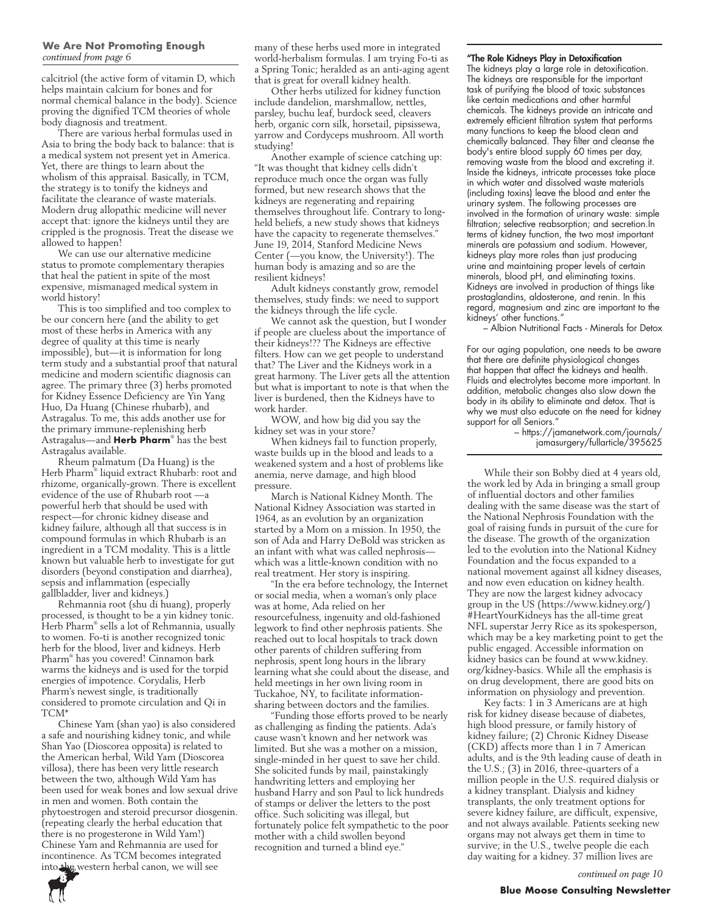**We Are Not Promoting Enough**
*continued from page 6*

calcitriol (the active form of vitamin D, which helps maintain calcium for bones and for normal chemical balance in the body). Science proving the dignified TCM theories of whole body diagnosis and treatment.

There are various herbal formulas used in Asia to bring the body back to balance: that is a medical system not present yet in America. Yet, there are things to learn about the wholism of this appraisal. Basically, in TCM, the strategy is to tonify the kidneys and facilitate the clearance of waste materials. Modern drug allopathic medicine will never accept that: ignore the kidneys until they are crippled is the prognosis. Treat the disease we allowed to happen!

We can use our alternative medicine status to promote complementary therapies that heal the patient in spite of the most expensive, mismanaged medical system in world history!

This is too simplified and too complex to be our concern here (and the ability to get most of these herbs in America with any degree of quality at this time is nearly impossible), but—it is information for long term study and a substantial proof that natural medicine and modern scientific diagnosis can agree. The primary three (3) herbs promoted for Kidney Essence Deficiency are Yin Yang Huo, Da Huang (Chinese rhubarb), and Astragalus. To me, this adds another use for the primary immune-replenishing herb Astragalus—and **Herb Pharm**® has the best Astragalus available.

Rheum palmatum (Da Huang) is the Herb Pharm® liquid extract Rhubarb: root and rhizome, organically-grown. There is excellent evidence of the use of Rhubarb root —a powerful herb that should be used with respect—for chronic kidney disease and kidney failure, although all that success is in compound formulas in which Rhubarb is an ingredient in a TCM modality. This is a little known but valuable herb to investigate for gut disorders (beyond constipation and diarrhea), sepsis and inflammation (especially gallbladder, liver and kidneys.)

Rehmannia root (shu di huang), properly processed, is thought to be a yin kidney tonic. Herb Pharm® sells a lot of Rehmannia, usually to women. Fo-ti is another recognized tonic herb for the blood, liver and kidneys. Herb Pharm® has you covered! Cinnamon bark warms the kidneys and is used for the torpid energies of impotence. Corydalis, Herb Pharm's newest single, is traditionally considered to promote circulation and Qi in TCM*

Chinese Yam (shan yao) is also considered a safe and nourishing kidney tonic, and while Shan Yao (Dioscorea opposita) is related to the American herbal, Wild Yam (Dioscorea villosa), there has been very little research between the two, although Wild Yam has been used for weak bones and low sexual drive in men and women. Both contain the phytoestrogen and steroid precursor diosgenin. (repeating clearly the herbal education that there is no progesterone in Wild Yam!) Chinese Yam and Rehmannia are used for incontinence. As TCM becomes integrated into the western herbal canon, we will see many of these herbs used more in integrated world-herbalism formulas. I am trying Fo-ti as a Spring Tonic; heralded as an anti-aging agent that is great for overall kidney health.

Other herbs utilized for kidney function include dandelion, marshmallow, nettles, parsley, buchu leaf, burdock seed, cleavers herb, organic corn silk, horsetail, pipsissewa, yarrow and Cordyceps mushroom. All worth studying!

Another example of science catching up: "It was thought that kidney cells didn't reproduce much once the organ was fully formed, but new research shows that the kidneys are regenerating and repairing themselves throughout life. Contrary to long-held beliefs, a new study shows that kidneys have the capacity to regenerate themselves." June 19, 2014, Stanford Medicine News Center (—you know, the University!). The human body is amazing and so are the resilient kidneys!

Adult kidneys constantly grow, remodel themselves, study finds: we need to support the kidneys through the life cycle.

We cannot ask the question, but I wonder if people are clueless about the importance of their kidneys!?? The Kidneys are effective filters. How can we get people to understand that? The Liver and the Kidneys work in a great harmony. The Liver gets all the attention but what is important to note is that when the liver is burdened, then the Kidneys have to work harder.

WOW, and how big did you say the kidney set was in your store?

When kidneys fail to function properly, waste builds up in the blood and leads to a weakened system and a host of problems like anemia, nerve damage, and high blood pressure.

March is National Kidney Month. The National Kidney Association was started in 1964, as an evolution by an organization started by a Mom on a mission. In 1950, the son of Ada and Harry DeBold was stricken as an infant with what was called nephrosis—which was a little-known condition with no real treatment. Her story is inspiring.

"In the era before technology, the Internet or social media, when a woman's only place was at home, Ada relied on her resourcefulness, ingenuity and old-fashioned legwork to find other nephrosis patients. She reached out to local hospitals to track down other parents of children suffering from nephrosis, spent long hours in the library learning what she could about the disease, and held meetings in her own living room in Tuckahoe, NY, to facilitate information-sharing between doctors and the families.

"Funding those efforts proved to be nearly as challenging as finding the patients. Ada's cause wasn't known and her network was limited. But she was a mother on a mission, single-minded in her quest to save her child. She solicited funds by mail, painstakingly handwriting letters and employing her husband Harry and son Paul to lick hundreds of stamps or deliver the letters to the post office. Such soliciting was illegal, but fortunately police felt sympathetic to the poor mother with a child swollen beyond recognition and turned a blind eye."

---

**"The Role Kidneys Play in Detoxification**

The kidneys play a large role in detoxification. The kidneys are responsible for the important task of purifying the blood of toxic substances like certain medications and other harmful chemicals. The kidneys provide an intricate and extremely efficient filtration system that performs many functions to keep the blood clean and chemically balanced. They filter and cleanse the body's entire blood supply 60 times per day, removing waste from the blood and excreting it. Inside the kidneys, intricate processes take place in which water and dissolved waste materials (including toxins) leave the blood and enter the urinary system. The following processes are involved in the formation of urinary waste: simple filtration; selective reabsorption; and secretion.In terms of kidney function, the two most important minerals are potassium and sodium. However, kidneys play more roles than just producing urine and maintaining proper levels of certain minerals, blood pH, and eliminating toxins. Kidneys are involved in production of things like prostaglandins, aldosterone, and renin. In this regard, magnesium and zinc are important to the kidneys' other functions."

– Albion Nutritional Facts - Minerals for Detox

For our aging population, one needs to be aware that there are definite physiological changes that happen that affect the kidneys and health. Fluids and electrolytes become more important. In addition, metabolic changes also slow down the body in its ability to eliminate and detox. That is why we must also educate on the need for kidney support for all Seniors."

– https://jamanetwork.com/journals/jamasurgery/fullarticle/395625

---

While their son Bobby died at 4 years old, the work led by Ada in bringing a small group of influential doctors and other families dealing with the same disease was the start of the National Nephrosis Foundation with the goal of raising funds in pursuit of the cure for the disease. The growth of the organization led to the evolution into the National Kidney Foundation and the focus expanded to a national movement against all kidney diseases, and now even education on kidney health. They are now the largest kidney advocacy group in the US (https://www.kidney.org/) #HeartYourKidneys has the all-time great NFL superstar Jerry Rice as its spokesperson, which may be a key marketing point to get the public engaged. Accessible information on kidney basics can be found at www.kidney.org/kidney-basics. While all the emphasis is on drug development, there are good bits on information on physiology and prevention.

Key facts: 1 in 3 Americans are at high risk for kidney disease because of diabetes, high blood pressure, or family history of kidney failure; (2) Chronic Kidney Disease (CKD) affects more than 1 in 7 American adults, and is the 9th leading cause of death in the U.S.; (3) in 2016, three-quarters of a million people in the U.S. required dialysis or a kidney transplant. Dialysis and kidney transplants, the only treatment options for severe kidney failure, are difficult, expensive, and not always available. Patients seeking new organs may not always get them in time to survive; in the U.S., twelve people die each day waiting for a kidney. 37 million lives are

*continued on page 10*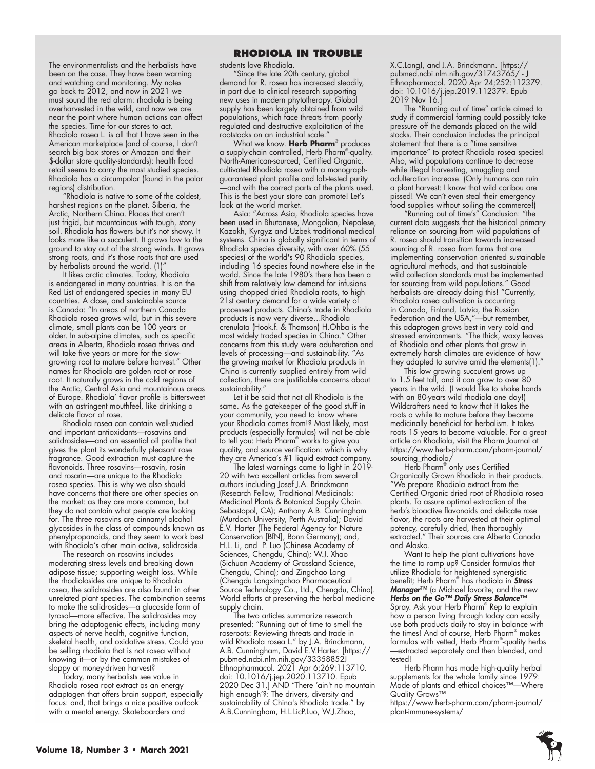## RHODIOLA IN TROUBLE

The environmentalists and the herbalists have been on the case. They have been warning and watching and monitoring. My notes go back to 2012, and now in 2021 we must sound the red alarm: rhodiola is being overharvested in the wild, and now we are near the point where human actions can affect the species. Time for our stores to act. Rhodiola rosea L. is all that I have seen in the American marketplace (and of course, I don't search big box stores or Amazon and their $-dollar store quality-standards): health food retail seems to carry the most studied species. Rhodiola has a circumpolar (found in the polar regions) distribution.

"Rhodiola is native to some of the coldest, harshest regions on the planet. Siberia, the Arctic, Northern China. Places that aren't just frigid, but mountainous with tough, stony soil. Rhodiola has flowers but it's not showy. It looks more like a succulent. It grows low to the ground to stay out of the strong winds. It grows strong roots, and it's those roots that are used by herbalists around the world. (1)"

It likes arctic climates. Today, Rhodiola is endangered in many countries. It is on the Red List of endangered species in many EU countries. A close, and sustainable source is Canada: "In areas of northern Canada Rhodiola rosea grows wild, but in this severe climate, small plants can be 100 years or older. In sub-alpine climates, such as specific areas in Alberta, Rhodiola rosea thrives and will take five years or more for the slow-growing root to mature before harvest." Other names for Rhodiola are golden root or rose root. It naturally grows in the cold regions of the Arctic, Central Asia and mountainous areas of Europe. Rhodiola' flavor profile is bittersweet with an astringent mouthfeel, like drinking a delicate flavor of rose.

Rhodiola rosea can contain well-studied and important antioxidants—rosavins and salidrosides—and an essential oil profile that gives the plant its wonderfully pleasant rose fragrance. Good extraction must capture the flavonoids. Three rosavins—rosavin, rosin and rosarin—are unique to the Rhodiola rosea species. This is why we also should have concerns that there are other species on the market: as they are more common, but they do not contain what people are looking for. The three rosavins are cinnamyl alcohol glycosides in the class of compounds known as phenylpropanoids, and they seem to work best with Rhodiola's other main active, salidroside.

The research on rosavins includes moderating stress levels and breaking down adipose tissue; supporting weight loss. While the rhodiolosides are unique to Rhodiola rosea, the salidrosides are also found in other unrelated plant species. The combination seems to make the salidrosides—a glucoside form of tyrosol—more effective. The salidrosides may bring the adaptogenic effects, including many aspects of nerve health, cognitive function, skeletal health, and oxidative stress. Could you be selling rhodiola that is not rosea without knowing it—or by the common mistakes of sloppy or money-driven harvest?

Today, many herbalists see value in Rhodiola rosea root extract as an energy adaptogen that offers brain support, especially focus: and, that brings a nice positive outlook with a mental energy. Skateboarders and students love Rhodiola.

"Since the late 20th century, global demand for R. rosea has increased steadily, in part due to clinical research supporting new uses in modern phytotherapy. Global supply has been largely obtained from wild populations, which face threats from poorly regulated and destructive exploitation of the rootstocks on an industrial scale."

What we know. **Herb Pharm**® produces a supply-chain controlled, Herb Pharm®-quality. North-American-sourced, Certified Organic, cultivated Rhodiola rosea with a monograph-guaranteed plant profile and lab-tested purity —and with the correct parts of the plants used. This is the best your store can promote! Let's look at the world market.

Asia: "Across Asia, Rhodiola species have been used in Bhutanese, Mongolian, Nepalese, Kazakh, Kyrgyz and Uzbek traditional medical systems. China is globally significant in terms of Rhodiola species diversity, with over 60% (55 species) of the world's 90 Rhodiola species, including 16 species found nowhere else in the world. Since the late 1980's there has been a shift from relatively low demand for infusions using chopped dried Rhodiola roots, to high 21st century demand for a wide variety of processed products. China's trade in Rhodiola products is now very diverse…Rhodiola crenulata (Hook.f. & Thomson) H.Ohba is the most widely traded species in China." Other concerns from this study were adulteration and levels of processing—and sustainability. "As the growing market for Rhodiola products in China is currently supplied entirely from wild collection, there are justifiable concerns about sustainability."

Let it be said that not all Rhodiola is the same. As the gatekeeper of the good stuff in your community, you need to know where your Rhodiola comes from!? Most likely, most products (especially formulas) will not be able to tell you: Herb Pharm® works to give you quality, and source verification: which is why they are America's #1 liquid extract company.

The latest warnings came to light in 2019-20 with two excellent articles from several authors including Josef J.A. Brinckmann (Research Fellow, Traditional Medicinals: Medicinal Plants & Botanical Supply Chain. Sebastopol, CA); Anthony A.B. Cunningham (Murdoch University, Perth Australia); David E.V. Harter (The Federal Agency for Nature Conservation [BfN], Bonn Germany); and, H.L. Li, and P. Luo (Chinese Academy of Sciences, Chengdu, China); W.J. Xhao (Sichuan Academy of Grassland Science, Chengdu, China); and Zingchao Long (Chengdu Longxingchao Pharmaceutical Source Technology Co., Ltd., Chengdu, China). World efforts at preserving the herbal medicine supply chain.

The two articles summarize research presented: "Running out of time to smell the roseroots: Reviewing threats and trade in wild Rhodiola rosea L." by J.A. Brinckmann, A.B. Cunningham, David E.V.Harter. [https://pubmed.ncbi.nlm.nih.gov/33358852J Ethnopharmacol. 2021 Apr 6;269:113710. doi: 10.1016/j.jep.2020.113710. Epub 2020 Dec 31.] AND "There 'ain't no mountain high enough'?: The drivers, diversity and sustainability of China's Rhodiola trade." by A.B.Cunningham, H.L.LicP.Luo, W.J.Zhao, X.C.LongJ, and J.A. Brinckmann. [https://pubmed.ncbi.nlm.nih.gov/31743765/ - J Ethnopharmacol. 2020 Apr 24;252:112379. doi: 10.1016/j.jep.2019.112379. Epub 2019 Nov 16.]

The "Running out of time" article aimed to study if commercial farming could possibly take pressure off the demands placed on the wild stocks. Their conclusion includes the principal statement that there is a "time sensitive importance" to protect Rhodiola rosea species! Also, wild populations continue to decrease while illegal harvesting, smuggling and adulteration increase. (Only humans can ruin a plant harvest: I know that wild caribou are pissed! We can't even steal their emergency food supplies without soiling the commerce!)

"Running out of time's" Conclusion: "the current data suggests that the historical primary reliance on sourcing from wild populations of R. rosea should transition towards increased sourcing of R. rosea from farms that are implementing conservation oriented sustainable agricultural methods, and that sustainable wild collection standards must be implemented for sourcing from wild populations." Good herbalists are already doing this! "Currently, Rhodiola rosea cultivation is occurring in Canada, Finland, Latvia, the Russian Federation and the USA,"—but remember, this adaptogen grows best in very cold and stressed environments. "The thick, waxy leaves of Rhodiola and other plants that grow in extremely harsh climates are evidence of how they adapted to survive amid the elements(1)."

This low growing succulent grows up to 1.5 feet tall, and it can grow to over 80 years in the wild. (I would like to shake hands with an 80-years wild rhodiola one day!) Wildcrafters need to know that it takes the roots a while to mature before they become medicinally beneficial for herbalism. It takes roots 15 years to become valuable. For a great article on Rhodiola, visit the Pharm Journal at https://www.herb-pharm.com/pharm-journal/sourcing_rhodiola/

Herb Pharm® only uses Certified Organically Grown Rhodiola in their products. "We prepare Rhodiola extract from the Certified Organic dried root of Rhodiola rosea plants. To assure optimal extraction of the herb's bioactive flavonoids and delicate rose flavor, the roots are harvested at their optimal potency, carefully dried, then thoroughly extracted." Their sources are Alberta Canada and Alaska.

Want to help the plant cultivations have the time to ramp up? Consider formulas that utilize Rhodiola for heightened synergistic benefit; Herb Pharm® has rhodiola in ***Stress Manager***™ (a Michael favorite; and the new ***Herbs on the Go™ Daily Stress Balance***™ Spray. Ask your Herb Pharm® Rep to explain how a person living through today can easily use both products daily to stay in balance with the times! And of course, Herb Pharm® makes formulas with vetted, Herb Pharm®-quality herbs —extracted separately and then blended, and tested!

Herb Pharm has made high-quality herbal supplements for the whole family since 1979: Made of plants and ethical choices™—Where Quality Grows™

https://www.herb-pharm.com/pharm-journal/plant-immune-systems/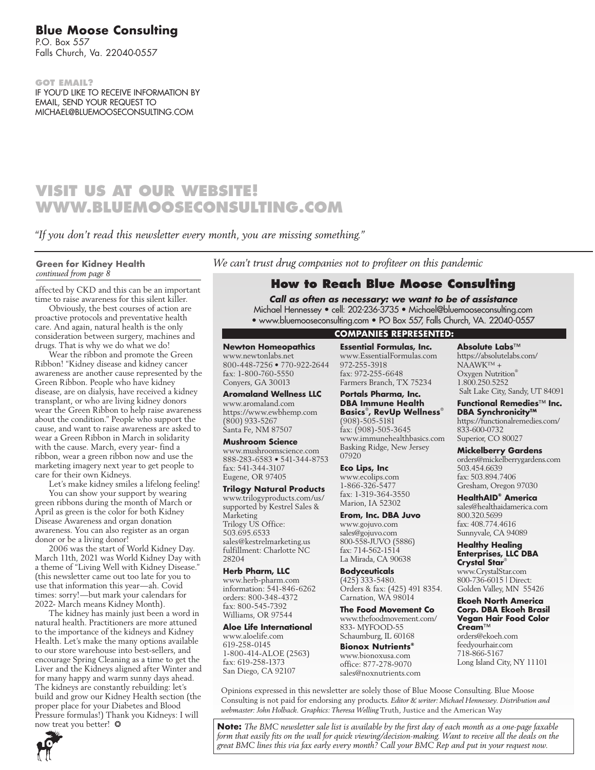**Blue Moose Consulting**
P.O. Box 557
Falls Church, Va. 22040-0557

**GOT EMAIL?**
IF YOU'D LIKE TO RECEIVE INFORMATION BY EMAIL, SEND YOUR REQUEST TO MICHAEL@BLUEMOOSECONSULTING.COM

## VISIT US AT OUR WEBSITE! WWW.BLUEMOOSECONSULTING.COM

*"If you don't read this newsletter every month, you are missing something."*

*We can't trust drug companies not to profiteer on this pandemic*

**Green for Kidney Health**
*continued from page 8*

affected by CKD and this can be an important time to raise awareness for this silent killer.

Obviously, the best courses of action are proactive protocols and preventative health care. And again, natural health is the only consideration between surgery, machines and drugs. That is why we do what we do!

Wear the ribbon and promote the Green Ribbon! "Kidney disease and kidney cancer awareness are another cause represented by the Green Ribbon. People who have kidney disease, are on dialysis, have received a kidney transplant, or who are living kidney donors wear the Green Ribbon to help raise awareness about the condition." People who support the cause, and want to raise awareness are asked to wear a Green Ribbon in March in solidarity with the cause. March, every year- find a ribbon, wear a green ribbon now and use the marketing imagery next year to get people to care for their own Kidneys.

Let's make kidney smiles a lifelong feeling!

You can show your support by wearing green ribbons during the month of March or April as green is the color for both Kidney Disease Awareness and organ donation awareness. You can also register as an organ donor or be a living donor!

2006 was the start of World Kidney Day. March 11th, 2021 was World Kidney Day with a theme of "Living Well with Kidney Disease." (this newsletter came out too late for you to use that information this year—ah. Covid times: sorry!—but mark your calendars for 2022- March means Kidney Month).

The kidney has mainly just been a word in natural health. Practitioners are more attuned to the importance of the kidneys and Kidney Health. Let's make the many options available to our store warehouse into best-sellers, and encourage Spring Cleaning as a time to get the Liver and the Kidneys aligned after Winter and for many happy and warm sunny days ahead. The kidneys are constantly rebuilding: let's build and grow our Kidney Health section (the proper place for your Diabetes and Blood Pressure formulas!) Thank you Kidneys: I will now treat you better! ✪

## How to Reach Blue Moose Consulting

***Call as often as necessary: we want to be of assistance***

Michael Hennessey • cell: 202-236-3735 • Michael@bluemooseconsulting.com • www.bluemooseconsulting.com • PO Box 557, Falls Church, VA. 22040-0557

### COMPANIES REPRESENTED:

**Newton Homeopathics**
www.newtonlabs.net
800-448-7256 • 770-922-2644
fax: 1-800-760-5550
Conyers, GA 30013

**Aromaland Wellness LLC**
www.aromaland.com
https://www.ewbhemp.com
(800) 933-5267
Santa Fe, NM 87507

**Mushroom Science**
www.mushroomscience.com
888-283-6583 • 541-344-8753
fax: 541-344-3107
Eugene, OR 97405

**Trilogy Natural Products**
www.trilogyproducts.com/us/
supported by Kestrel Sales & Marketing
Trilogy US Office: 503.695.6533
sales@kestrelmarketing.us
fulfillment: Charlotte NC 28204

**Herb Pharm, LLC**
www.herb-pharm.com
information: 541-846-6262
orders: 800-348-4372
fax: 800-545-7392
Williams, OR 97544

**Aloe Life International**
www.aloelife.com
619-258-0145
1-800-414-ALOE (2563)
fax: 619-258-1373
San Diego, CA 92107

**Essential Formulas, Inc.**
www.EssentialFormulas.com
972-255-3918
fax: 972-255-6648
Farmers Branch, TX 75234

**Portals Pharma, Inc. DBA Immune Health Basics®, RevUp Wellness®**
(908)-505-5181
fax: (908)-505-3645
www.immunehealthbasics.com
Basking Ridge, New Jersey 07920

**Eco Lips, Inc**
www.ecolips.com
1-866-326-5477
fax: 1-319-364-3550
Marion, IA 52302

**Erom, Inc. DBA Juvo**
www.gojuvo.com
sales@gojuvo.com
800-558-JUVO (5886)
fax: 714-562-1514
La Mirada, CA 90638

**Bodyceuticals**
(425) 333-5480.
Orders & fax: (425) 491 8354.
Carnation, WA 98014

**The Food Movement Co**
www.thefoodmovement.com/
833- MYFOOD-55
Schaumburg, IL 60168

**Bionox Nutrients®**
www.bionoxusa.com
office: 877-278-9070
sales@noxnutrients.com

**Absolute Labs™**
https://absolutelabs.com/
NAAWK™ + Oxygen Nutrition®
1.800.250.5252
Salt Lake City, Sandy, UT 84091

**Functional Remedies™ Inc. DBA Synchronicity™**
https://functionalremedies.com/
833-600-0732
Superior, CO 80027

**Mickelberry Gardens**
orders@mickelberrygardens.com
503.454.6639
fax: 503.894.7406
Gresham, Oregon 97030

**HealthAID® America**
sales@healthaidamerica.com
800.320.5699
fax: 408.774.4616
Sunnyvale, CA 94089

**Healthy Healing Enterprises, LLC DBA Crystal Star®**
www.CrystalStar.com
800-736-6015 | Direct:
Golden Valley, MN 55426

**Ekoeh North America Corp. DBA Ekoeh Brasil Vegan Hair Food Color Cream™**
orders@ekoeh.com
feedyourhair.com
718-866-5167
Long Island City, NY 11101

Opinions expressed in this newsletter are solely those of Blue Moose Consulting. Blue Moose Consulting is not paid for endorsing any products. *Editor & writer: Michael Hennessey. Distribution and webmaster: John Holback. Graphics: Theresa Welling* Truth, Justice and the American Way

**Note:** *The BMC newsletter sale list is available by the first day of each month as a one-page faxable form that easily fits on the wall for quick viewing/decision-making. Want to receive all the deals on the great BMC lines this via fax early every month? Call your BMC Rep and put in your request now.*